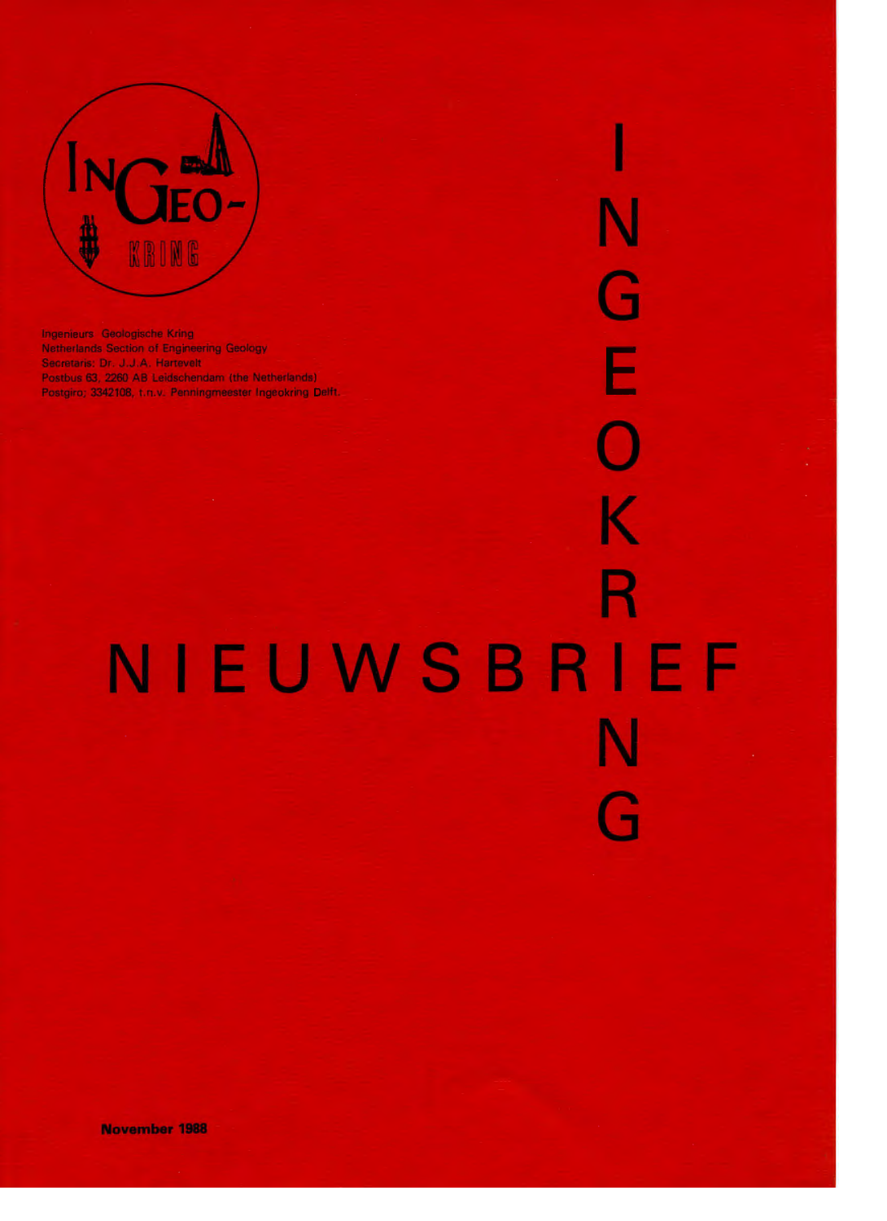Ingenieurs Geologische Kring
Netherlands Section of Engineering Geology
Secretaris: Dr. J.J.A. Hartevelt
Postbus 63, 2260 AB Leidschendam (the Netherlands)
Postgiro; 3342108, t.n.v. Penningmeester Ingeokring Delft.

# INGEOKRING

# NIEUWSBRIEF

**November 1988**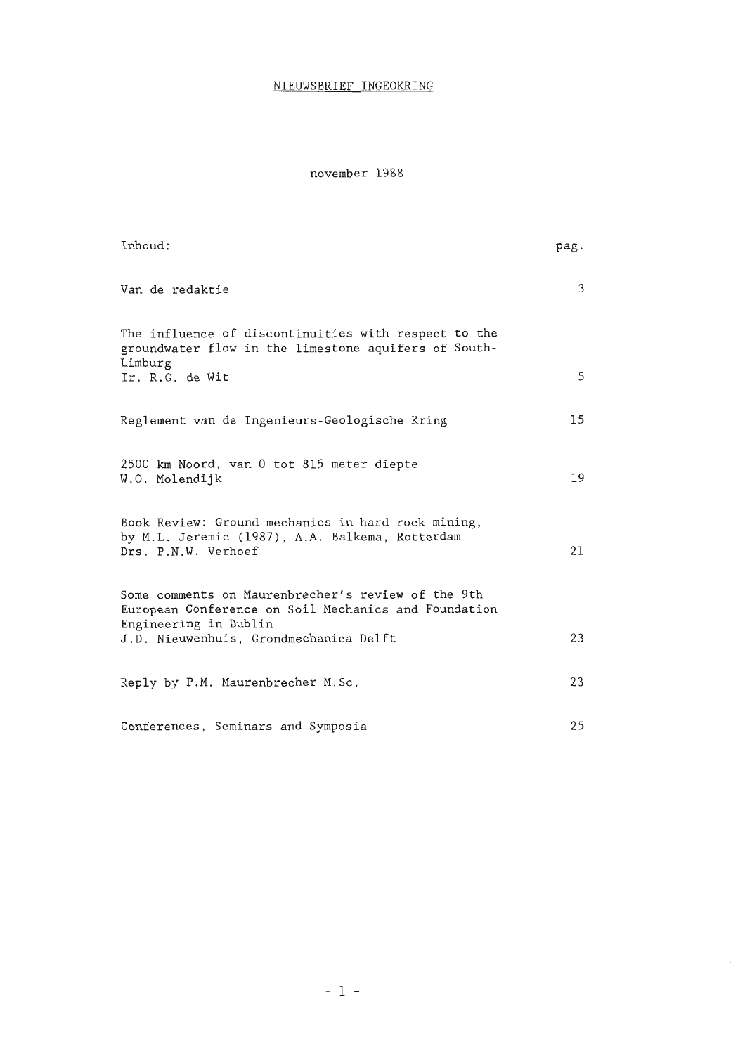# NIEUWSBRIEF INGEOKRING

november 1988

| Inhoud: | pag. |
| --- | --- |
| Van de redaktie | 3 |
| The influence of discontinuities with respect to the groundwater flow in the limestone aquifers of South-Limburg<br>Ir. R.G. de Wit | 5 |
| Reglement van de Ingenieurs-Geologische Kring | 15 |
| 2500 km Noord, van 0 tot 815 meter diepte<br>W.O. Molendijk | 19 |
| Book Review: Ground mechanics in hard rock mining, by M.L. Jeremic (1987), A.A. Balkema, Rotterdam<br>Drs. P.N.W. Verhoef | 21 |
| Some comments on Maurenbrecher's review of the 9th European Conference on Soil Mechanics and Foundation Engineering in Dublin<br>J.D. Nieuwenhuis, Grondmechanica Delft | 23 |
| Reply by P.M. Maurenbrecher M.Sc. | 23 |
| Conferences, Seminars and Symposia | 25 |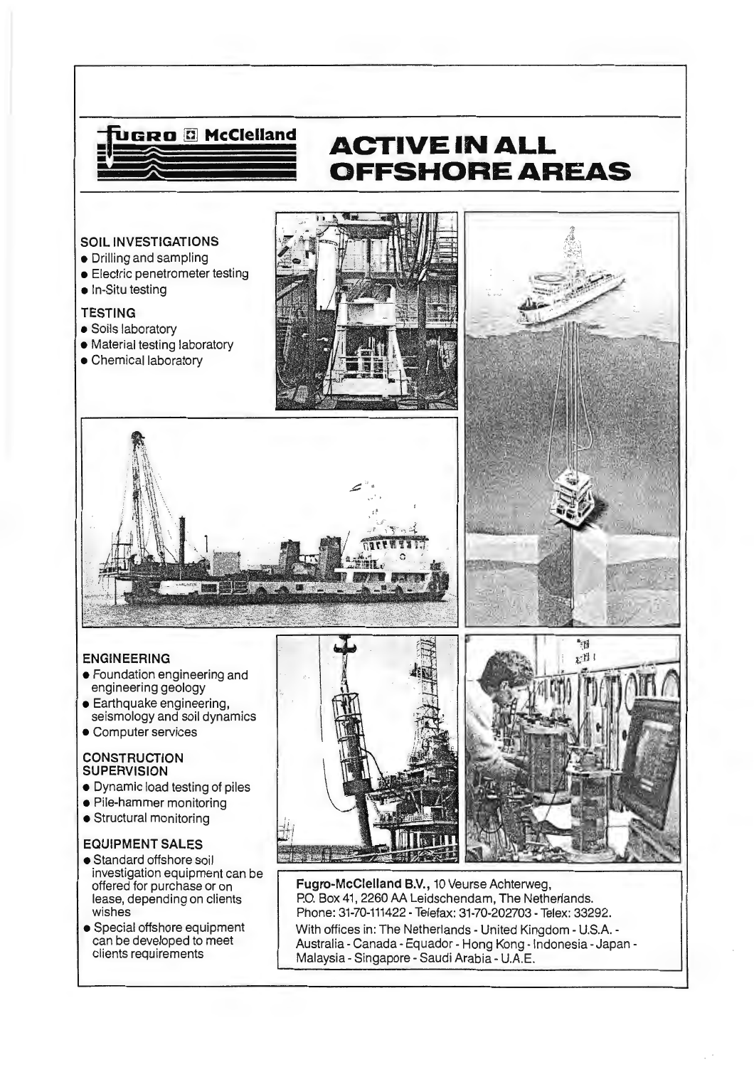FUGRO McClelland

# ACTIVE IN ALL OFFSHORE AREAS

**SOIL INVESTIGATIONS**
- Drilling and sampling
- Electric penetrometer testing
- In-Situ testing

**TESTING**
- Soils laboratory
- Material testing laboratory
- Chemical laboratory

**ENGINEERING**
- Foundation engineering and engineering geology
- Earthquake engineering, seismology and soil dynamics
- Computer services

**CONSTRUCTION SUPERVISION**
- Dynamic load testing of piles
- Pile-hammer monitoring
- Structural monitoring

**EQUIPMENT SALES**
- Standard offshore soil investigation equipment can be offered for purchase or on lease, depending on clients wishes
- Special offshore equipment can be developed to meet clients requirements

**Fugro-McClelland B.V.,** 10 Veurse Achterweg,
P.O. Box 41, 2260 AA Leidschendam, The Netherlands.
Phone: 31-70-111422 - Telefax: 31-70-202703 - Telex: 33292.
With offices in: The Netherlands - United Kingdom - U.S.A. - Australia - Canada - Equador - Hong Kong - Indonesia - Japan - Malaysia - Singapore - Saudi Arabia - U.A.E.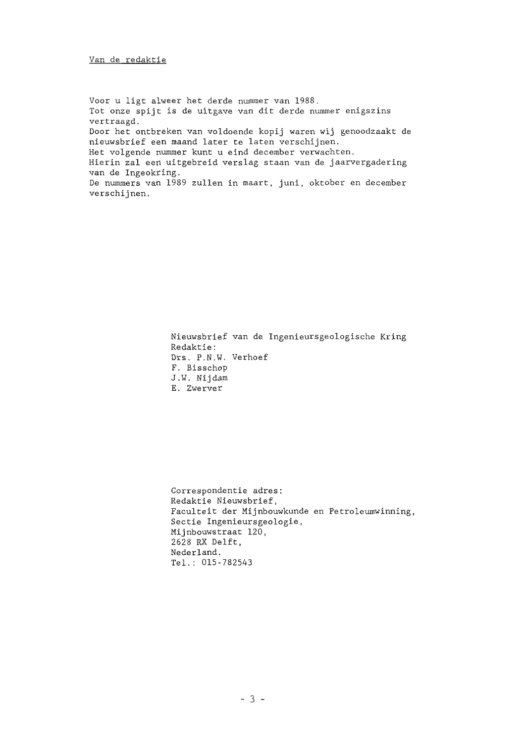## Van de redaktie

Voor u ligt alweer het derde nummer van 1988.
Tot onze spijt is de uitgave van dit derde nummer enigszins vertraagd.
Door het ontbreken van voldoende kopij waren wij genoodzaakt de nieuwsbrief een maand later te laten verschijnen.
Het volgende nummer kunt u eind december verwachten.
Hierin zal een uitgebreid verslag staan van de jaarvergadering van de Ingeokring.
De nummers van 1989 zullen in maart, juni, oktober en december verschijnen.

Nieuwsbrief van de Ingenieursgeologische Kring
Redaktie:
Drs. P.N.W. Verhoef
F. Bisschop
J.W. Nijdam
E. Zwerver

Correspondentie adres:
Redaktie Nieuwsbrief,
Faculteit der Mijnbouwkunde en Petroleumwinning,
Sectie Ingenieursgeologie,
Mijnbouwstraat 120,
2628 RX Delft,
Nederland.
Tel.: 015-782543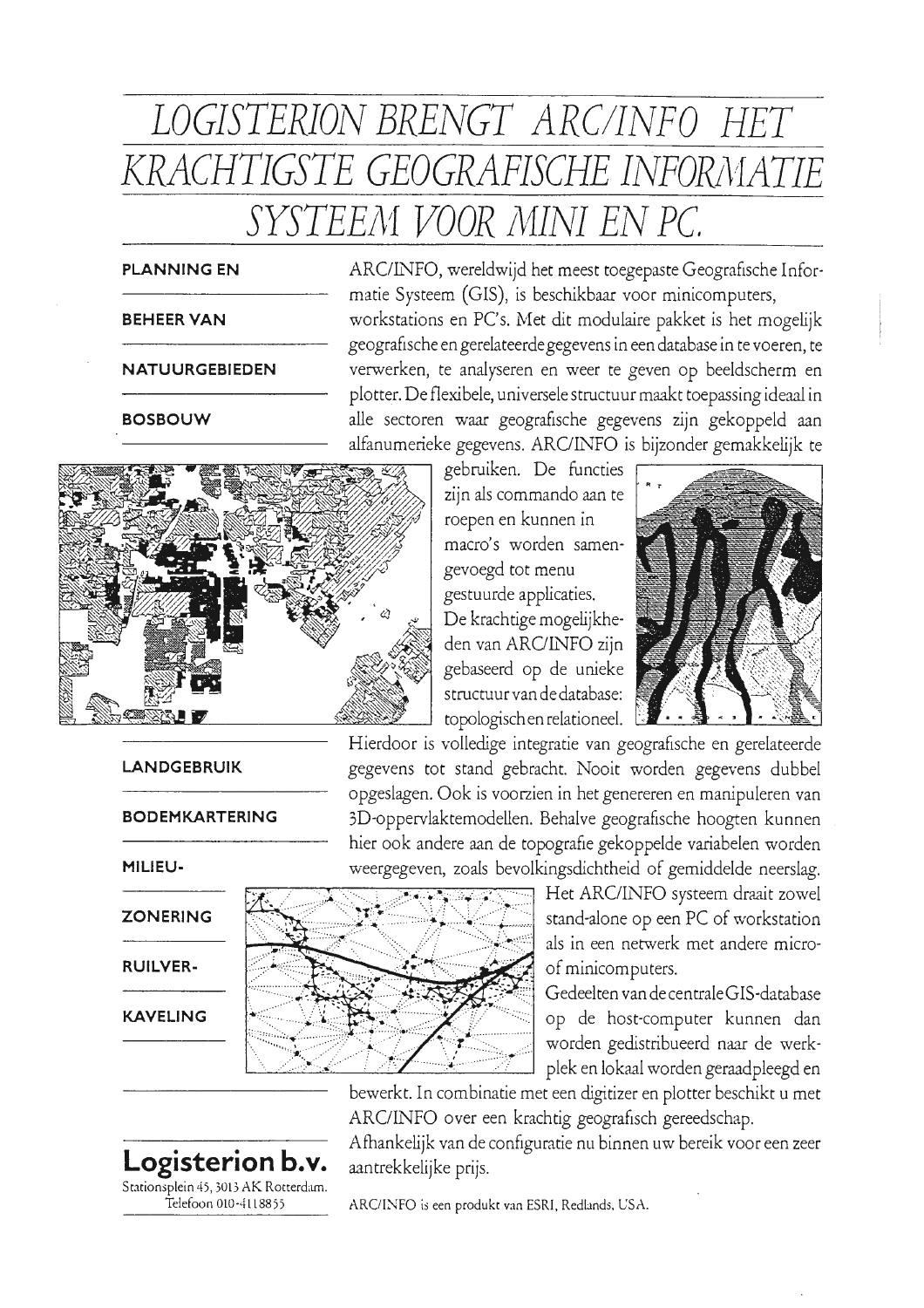# LOGISTERION BRENGT ARC/INFO HET KRACHTIGSTE GEOGRAFISCHE INFORMATIE SYSTEEM VOOR MINI EN PC.

**PLANNING EN**

**BEHEER VAN**

**NATUURGEBIEDEN**

**BOSBOUW**

**LANDGEBRUIK**

**BODEMKARTERING**

**MILIEU-**

**ZONERING**

**RUILVER-**

**KAVELING**

ARC/INFO, wereldwijd het meest toegepaste Geografische Informatie Systeem (GIS), is beschikbaar voor minicomputers, workstations en PC's. Met dit modulaire pakket is het mogelijk geografische en gerelateerde gegevens in een database in te voeren, te verwerken, te analyseren en weer te geven op beeldscherm en plotter. De flexibele, universele structuur maakt toepassing ideaal in alle sectoren waar geografische gegevens zijn gekoppeld aan alfanumerieke gegevens. ARC/INFO is bijzonder gemakkelijk te gebruiken. De functies zijn als commando aan te roepen en kunnen in macro's worden samengevoegd tot menu gestuurde applicaties. De krachtige mogelijkheden van ARC/INFO zijn gebaseerd op de unieke structuur van de database: topologisch en relationeel. Hierdoor is volledige integratie van geografische en gerelateerde gegevens tot stand gebracht. Nooit worden gegevens dubbel opgeslagen. Ook is voorzien in het genereren en manipuleren van 3D-oppervlaktemodellen. Behalve geografische hoogten kunnen hier ook andere aan de topografie gekoppelde variabelen worden weergegeven, zoals bevolkingsdichtheid of gemiddelde neerslag. Het ARC/INFO systeem draait zowel stand-alone op een PC of workstation als in een netwerk met andere micro- of minicomputers. Gedeelten van de centrale GIS-database op de host-computer kunnen dan worden gedistribueerd naar de werkplek en lokaal worden geraadpleegd en bewerkt. In combinatie met een digitizer en plotter beschikt u met ARC/INFO over een krachtig geografisch gereedschap. Afhankelijk van de configuratie nu binnen uw bereik voor een zeer aantrekkelijke prijs.

**Logisterion b.v.**
Stationsplein 45, 3013 AK Rotterdam.
Telefoon 010-4118855

ARC/INFO is een produkt van ESRI, Redlands, USA.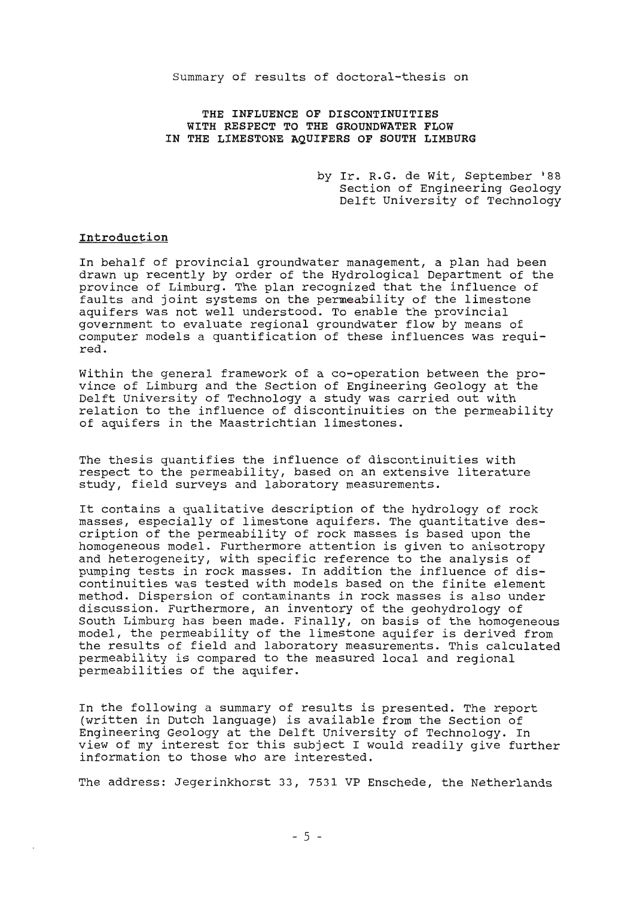Summary of results of doctoral-thesis on

**THE INFLUENCE OF DISCONTINUITIES WITH RESPECT TO THE GROUNDWATER FLOW IN THE LIMESTONE AQUIFERS OF SOUTH LIMBURG**

by Ir. R.G. de Wit, September '88
Section of Engineering Geology
Delft University of Technology

## Introduction

In behalf of provincial groundwater management, a plan had been drawn up recently by order of the Hydrological Department of the province of Limburg. The plan recognized that the influence of faults and joint systems on the permeability of the limestone aquifers was not well understood. To enable the provincial government to evaluate regional groundwater flow by means of computer models a quantification of these influences was required.

Within the general framework of a co-operation between the province of Limburg and the Section of Engineering Geology at the Delft University of Technology a study was carried out with relation to the influence of discontinuities on the permeability of aquifers in the Maastrichtian limestones.

The thesis quantifies the influence of discontinuities with respect to the permeability, based on an extensive literature study, field surveys and laboratory measurements.

It contains a qualitative description of the hydrology of rock masses, especially of limestone aquifers. The quantitative description of the permeability of rock masses is based upon the homogeneous model. Furthermore attention is given to anisotropy and heterogeneity, with specific reference to the analysis of pumping tests in rock masses. In addition the influence of discontinuities was tested with models based on the finite element method. Dispersion of contaminants in rock masses is also under discussion. Furthermore, an inventory of the geohydrology of South Limburg has been made. Finally, on basis of the homogeneous model, the permeability of the limestone aquifer is derived from the results of field and laboratory measurements. This calculated permeability is compared to the measured local and regional permeabilities of the aquifer.

In the following a summary of results is presented. The report (written in Dutch language) is available from the Section of Engineering Geology at the Delft University of Technology. In view of my interest for this subject I would readily give further information to those who are interested.

The address: Jegerinkhorst 33, 7531 VP Enschede, the Netherlands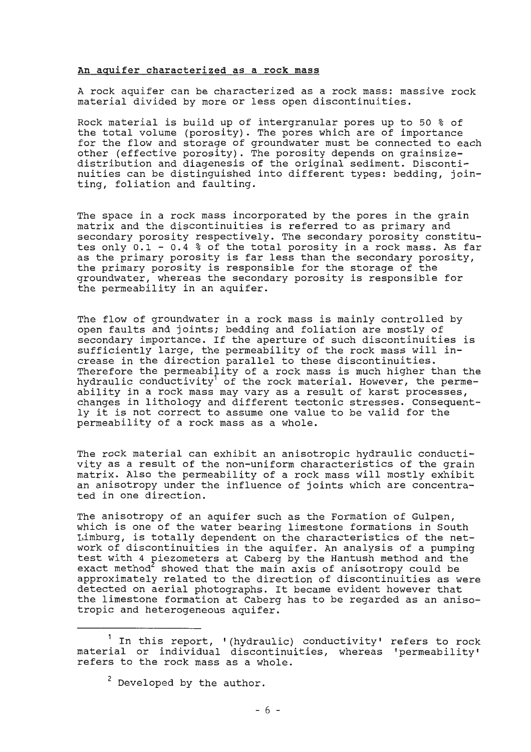## An aquifer characterized as a rock mass

A rock aquifer can be characterized as a rock mass: massive rock material divided by more or less open discontinuities.

Rock material is build up of intergranular pores up to 50 % of the total volume (porosity). The pores which are of importance for the flow and storage of groundwater must be connected to each other (effective porosity). The porosity depends on grainsize-distribution and diagenesis of the original sediment. Discontinuities can be distinguished into different types: bedding, jointing, foliation and faulting.

The space in a rock mass incorporated by the pores in the grain matrix and the discontinuities is referred to as primary and secondary porosity respectively. The secondary porosity constitutes only 0.1 - 0.4 % of the total porosity in a rock mass. As far as the primary porosity is far less than the secondary porosity, the primary porosity is responsible for the storage of the groundwater, whereas the secondary porosity is responsible for the permeability in an aquifer.

The flow of groundwater in a rock mass is mainly controlled by open faults and joints; bedding and foliation are mostly of secondary importance. If the aperture of such discontinuities is sufficiently large, the permeability of the rock mass will increase in the direction parallel to these discontinuities. Therefore the permeability of a rock mass is much higher than the hydraulic conductivity[1] of the rock material. However, the permeability in a rock mass may vary as a result of karst processes, changes in lithology and different tectonic stresses. Consequently it is not correct to assume one value to be valid for the permeability of a rock mass as a whole.

The rock material can exhibit an anisotropic hydraulic conductivity as a result of the non-uniform characteristics of the grain matrix. Also the permeability of a rock mass will mostly exhibit an anisotropy under the influence of joints which are concentrated in one direction.

The anisotropy of an aquifer such as the Formation of Gulpen, which is one of the water bearing limestone formations in South Limburg, is totally dependent on the characteristics of the network of discontinuities in the aquifer. An analysis of a pumping test with 4 piezometers at Caberg by the Hantush method and the exact method[2] showed that the main axis of anisotropy could be approximately related to the direction of discontinuities as were detected on aerial photographs. It became evident however that the limestone formation at Caberg has to be regarded as an anisotropic and heterogeneous aquifer.

---

[1] In this report, '(hydraulic) conductivity' refers to rock material or individual discontinuities, whereas 'permeability' refers to the rock mass as a whole.

[2] Developed by the author.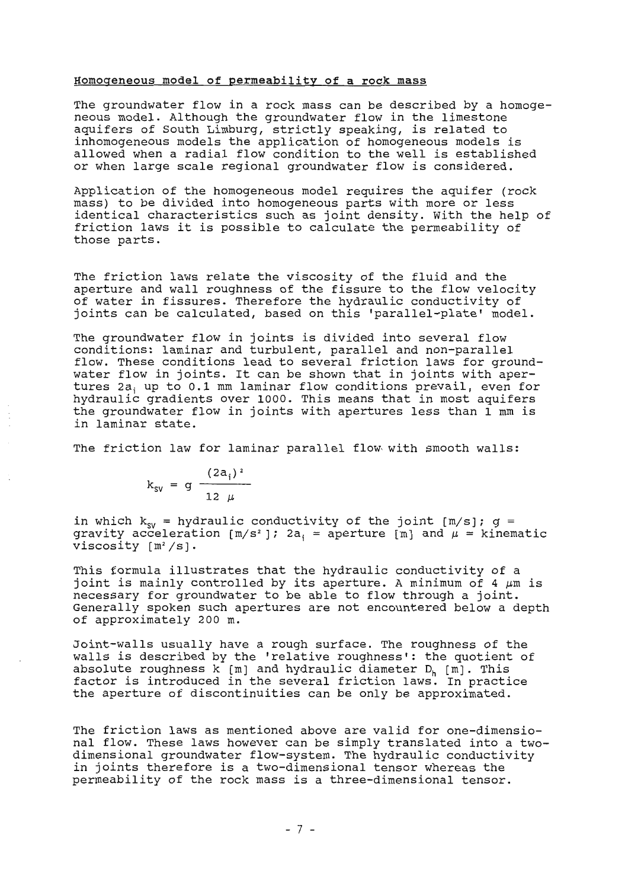## Homogeneous model of permeability of a rock mass

The groundwater flow in a rock mass can be described by a homogeneous model. Although the groundwater flow in the limestone aquifers of South Limburg, strictly speaking, is related to inhomogeneous models the application of homogeneous models is allowed when a radial flow condition to the well is established or when large scale regional groundwater flow is considered.

Application of the homogeneous model requires the aquifer (rock mass) to be divided into homogeneous parts with more or less identical characteristics such as joint density. With the help of friction laws it is possible to calculate the permeability of those parts.

The friction laws relate the viscosity of the fluid and the aperture and wall roughness of the fissure to the flow velocity of water in fissures. Therefore the hydraulic conductivity of joints can be calculated, based on this 'parallel-plate' model.

The groundwater flow in joints is divided into several flow conditions: laminar and turbulent, parallel and non-parallel flow. These conditions lead to several friction laws for groundwater flow in joints. It can be shown that in joints with apertures $2a_i$ up to 0.1 mm laminar flow conditions prevail, even for hydraulic gradients over 1000. This means that in most aquifers the groundwater flow in joints with apertures less than 1 mm is in laminar state.

The friction law for laminar parallel flow with smooth walls:

$$k_{sv} = g \frac{(2a_i)^2}{12\ \mu}$$

in which $k_{sv}$ = hydraulic conductivity of the joint [m/s]; $g$ = gravity acceleration [m/s²]; $2a_i$ = aperture [m] and $\mu$ = kinematic viscosity [m²/s].

This formula illustrates that the hydraulic conductivity of a joint is mainly controlled by its aperture. A minimum of 4 $\mu$m is necessary for groundwater to be able to flow through a joint. Generally spoken such apertures are not encountered below a depth of approximately 200 m.

Joint-walls usually have a rough surface. The roughness of the walls is described by the 'relative roughness': the quotient of absolute roughness k [m] and hydraulic diameter $D_h$ [m]. This factor is introduced in the several friction laws. In practice the aperture of discontinuities can be only be approximated.

The friction laws as mentioned above are valid for one-dimensional flow. These laws however can be simply translated into a two-dimensional groundwater flow-system. The hydraulic conductivity in joints therefore is a two-dimensional tensor whereas the permeability of the rock mass is a three-dimensional tensor.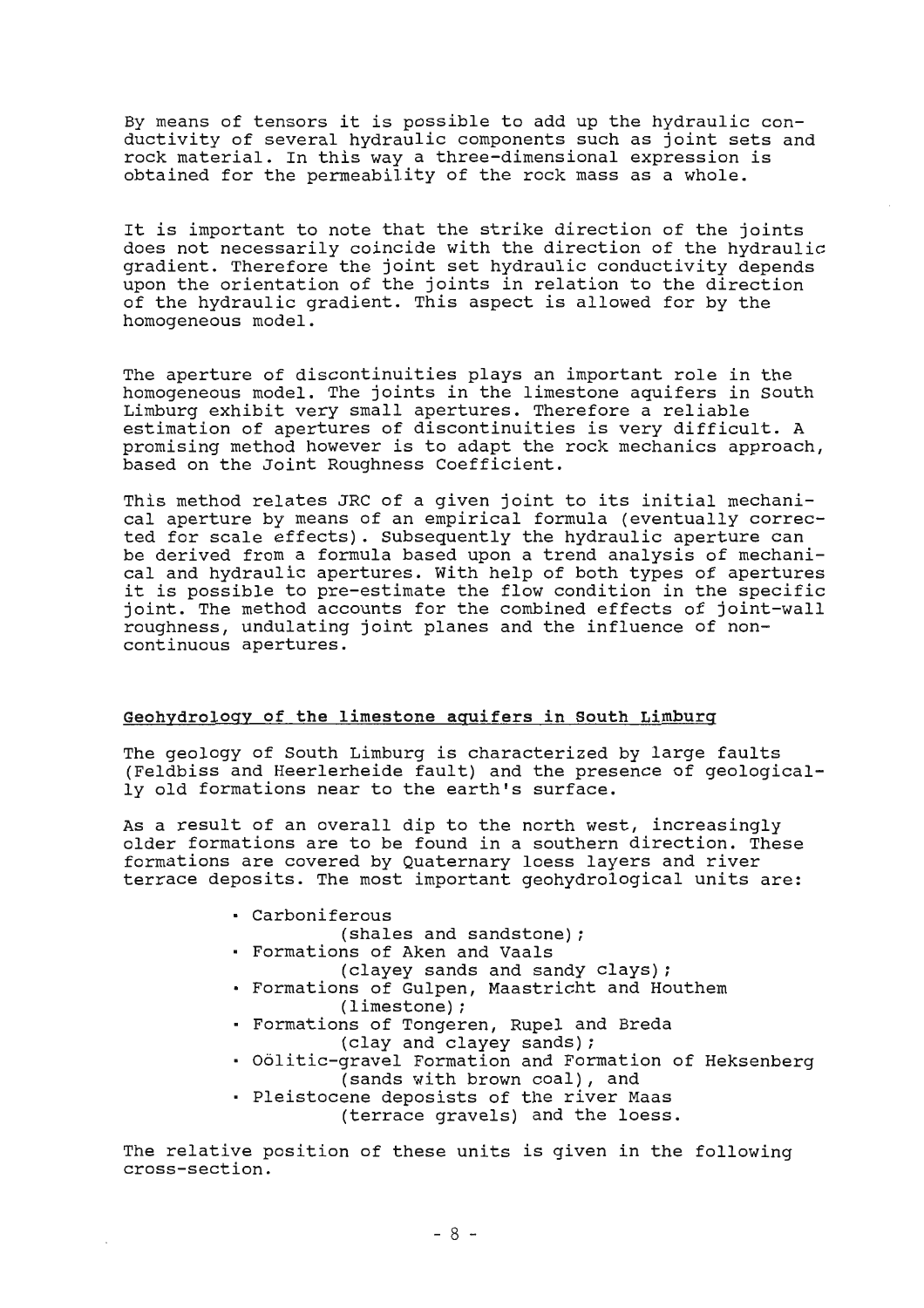By means of tensors it is possible to add up the hydraulic conductivity of several hydraulic components such as joint sets and rock material. In this way a three-dimensional expression is obtained for the permeability of the rock mass as a whole.

It is important to note that the strike direction of the joints does not necessarily coincide with the direction of the hydraulic gradient. Therefore the joint set hydraulic conductivity depends upon the orientation of the joints in relation to the direction of the hydraulic gradient. This aspect is allowed for by the homogeneous model.

The aperture of discontinuities plays an important role in the homogeneous model. The joints in the limestone aquifers in South Limburg exhibit very small apertures. Therefore a reliable estimation of apertures of discontinuities is very difficult. A promising method however is to adapt the rock mechanics approach, based on the Joint Roughness Coefficient.

This method relates JRC of a given joint to its initial mechanical aperture by means of an empirical formula (eventually corrected for scale effects). Subsequently the hydraulic aperture can be derived from a formula based upon a trend analysis of mechanical and hydraulic apertures. With help of both types of apertures it is possible to pre-estimate the flow condition in the specific joint. The method accounts for the combined effects of joint-wall roughness, undulating joint planes and the influence of non-continuous apertures.

## Geohydrology of the limestone aquifers in South Limburg

The geology of South Limburg is characterized by large faults (Feldbiss and Heerlerheide fault) and the presence of geologically old formations near to the earth's surface.

As a result of an overall dip to the north west, increasingly older formations are to be found in a southern direction. These formations are covered by Quaternary loess layers and river terrace deposits. The most important geohydrological units are:

- Carboniferous
  (shales and sandstone);
- Formations of Aken and Vaals
  (clayey sands and sandy clays);
- Formations of Gulpen, Maastricht and Houthem
  (limestone);
- Formations of Tongeren, Rupel and Breda
  (clay and clayey sands);
- Oölitic-gravel Formation and Formation of Heksenberg
  (sands with brown coal), and
- Pleistocene deposists of the river Maas
  (terrace gravels) and the loess.

The relative position of these units is given in the following cross-section.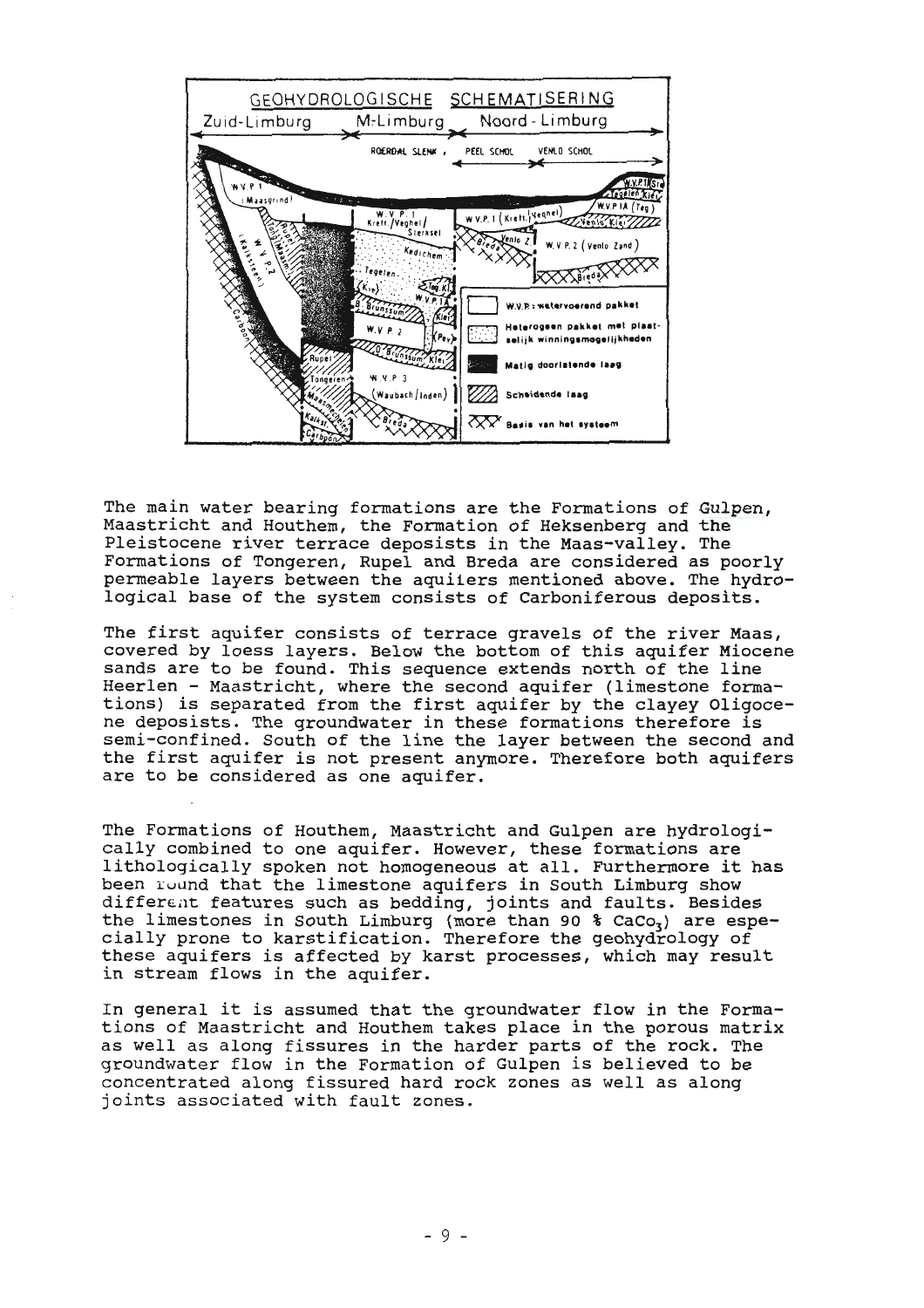GEOHYDROLOGISCHE SCHEMATISERING

The main water bearing formations are the Formations of Gulpen, Maastricht and Houthem, the Formation of Heksenberg and the Pleistocene river terrace deposists in the Maas-valley. The Formations of Tongeren, Rupel and Breda are considered as poorly permeable layers between the aquilers mentioned above. The hydrological base of the system consists of Carboniferous deposits.

The first aquifer consists of terrace gravels of the river Maas, covered by loess layers. Below the bottom of this aquifer Miocene sands are to be found. This sequence extends north of the line Heerlen - Maastricht, where the second aquifer (limestone formations) is separated from the first aquifer by the clayey Oligocene deposists. The groundwater in these formations therefore is semi-confined. South of the line the layer between the second and the first aquifer is not present anymore. Therefore both aquifers are to be considered as one aquifer.

The Formations of Houthem, Maastricht and Gulpen are hydrologically combined to one aquifer. However, these formations are lithologically spoken not homogeneous at all. Furthermore it has been found that the limestone aquifers in South Limburg show different features such as bedding, joints and faults. Besides the limestones in South Limburg (more than 90 % $CaCo_3$) are especially prone to karstification. Therefore the geohydrology of these aquifers is affected by karst processes, which may result in stream flows in the aquifer.

In general it is assumed that the groundwater flow in the Formations of Maastricht and Houthem takes place in the porous matrix as well as along fissures in the harder parts of the rock. The groundwater flow in the Formation of Gulpen is believed to be concentrated along fissured hard rock zones as well as along joints associated with fault zones.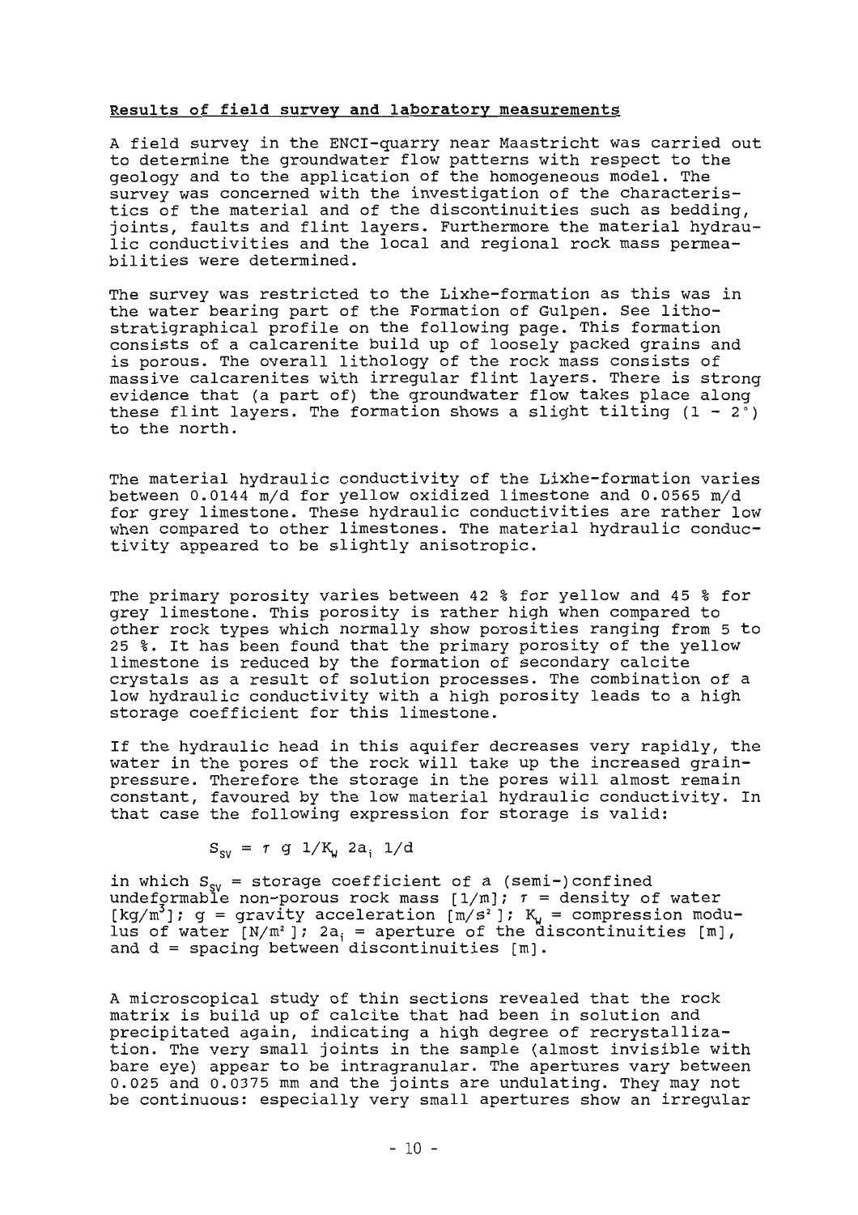## Results of field survey and laboratory measurements

A field survey in the ENCI-quarry near Maastricht was carried out to determine the groundwater flow patterns with respect to the geology and to the application of the homogeneous model. The survey was concerned with the investigation of the characteristics of the material and of the discontinuities such as bedding, joints, faults and flint layers. Furthermore the material hydraulic conductivities and the local and regional rock mass permeabilities were determined.

The survey was restricted to the Lixhe-formation as this was in the water bearing part of the Formation of Gulpen. See lithostratigraphical profile on the following page. This formation consists of a calcarenite build up of loosely packed grains and is porous. The overall lithology of the rock mass consists of massive calcarenites with irregular flint layers. There is strong evidence that (a part of) the groundwater flow takes place along these flint layers. The formation shows a slight tilting (1 - 2°) to the north.

The material hydraulic conductivity of the Lixhe-formation varies between 0.0144 m/d for yellow oxidized limestone and 0.0565 m/d for grey limestone. These hydraulic conductivities are rather low when compared to other limestones. The material hydraulic conductivity appeared to be slightly anisotropic.

The primary porosity varies between 42 % for yellow and 45 % for grey limestone. This porosity is rather high when compared to other rock types which normally show porosities ranging from 5 to 25 %. It has been found that the primary porosity of the yellow limestone is reduced by the formation of secondary calcite crystals as a result of solution processes. The combination of a low hydraulic conductivity with a high porosity leads to a high storage coefficient for this limestone.

If the hydraulic head in this aquifer decreases very rapidly, the water in the pores of the rock will take up the increased grain-pressure. Therefore the storage in the pores will almost remain constant, favoured by the low material hydraulic conductivity. In that case the following expression for storage is valid:

$$S_{sv} = \tau \; g \; 1/K_w \; 2a_i \; 1/d$$

in which $S_{sv}$ = storage coefficient of a (semi-)confined undeformable non-porous rock mass [1/m]; $\tau$ = density of water [kg/m$^3$]; $g$ = gravity acceleration [m/s$^2$]; $K_w$ = compression modulus of water [N/m$^2$]; $2a_i$ = aperture of the discontinuities [m], and $d$ = spacing between discontinuities [m].

A microscopical study of thin sections revealed that the rock matrix is build up of calcite that had been in solution and precipitated again, indicating a high degree of recrystallization. The very small joints in the sample (almost invisible with bare eye) appear to be intragranular. The apertures vary between 0.025 and 0.0375 mm and the joints are undulating. They may not be continuous: especially very small apertures show an irregular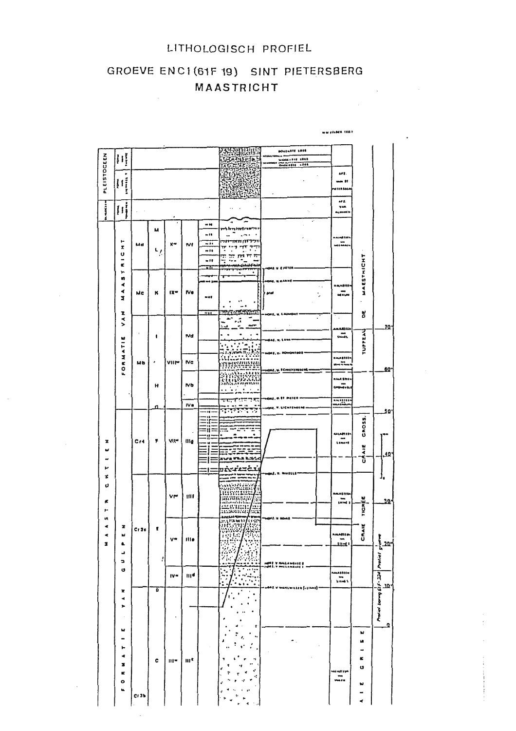# LITHOLOGISCH PROFIEL

## GROEVE ENCI (61F 19) SINT PIETERSBERG

## MAASTRICHT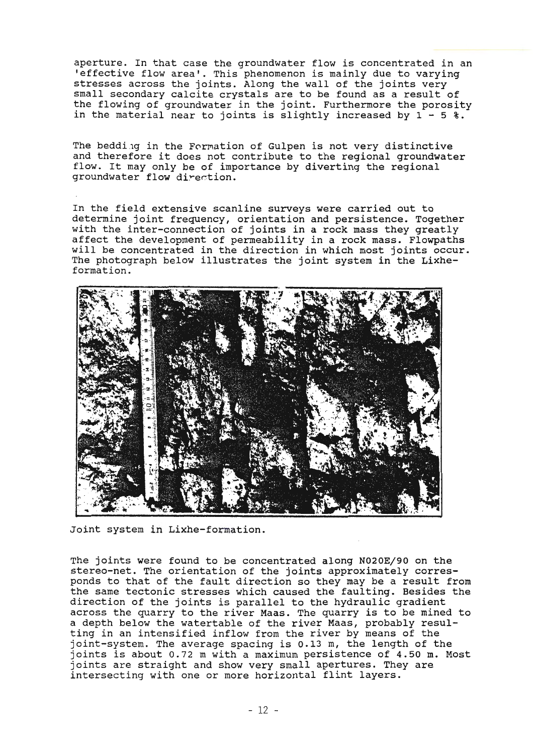aperture. In that case the groundwater flow is concentrated in an 'effective flow area'. This phenomenon is mainly due to varying stresses across the joints. Along the wall of the joints very small secondary calcite crystals are to be found as a result of the flowing of groundwater in the joint. Furthermore the porosity in the material near to joints is slightly increased by 1 - 5 %.

The bedding in the Formation of Gulpen is not very distinctive and therefore it does not contribute to the regional groundwater flow. It may only be of importance by diverting the regional groundwater flow direction.

In the field extensive scanline surveys were carried out to determine joint frequency, orientation and persistence. Together with the inter-connection of joints in a rock mass they greatly affect the development of permeability in a rock mass. Flowpaths will be concentrated in the direction in which most joints occur. The photograph below illustrates the joint system in the Lixhe-formation.

Joint system in Lixhe-formation.

The joints were found to be concentrated along N020E/90 on the stereo-net. The orientation of the joints approximately corresponds to that of the fault direction so they may be a result from the same tectonic stresses which caused the faulting. Besides the direction of the joints is parallel to the hydraulic gradient across the quarry to the river Maas. The quarry is to be mined to a depth below the watertable of the river Maas, probably resulting in an intensified inflow from the river by means of the joint-system. The average spacing is 0.13 m, the length of the joints is about 0.72 m with a maximum persistence of 4.50 m. Most joints are straight and show very small apertures. They are intersecting with one or more horizontal flint layers.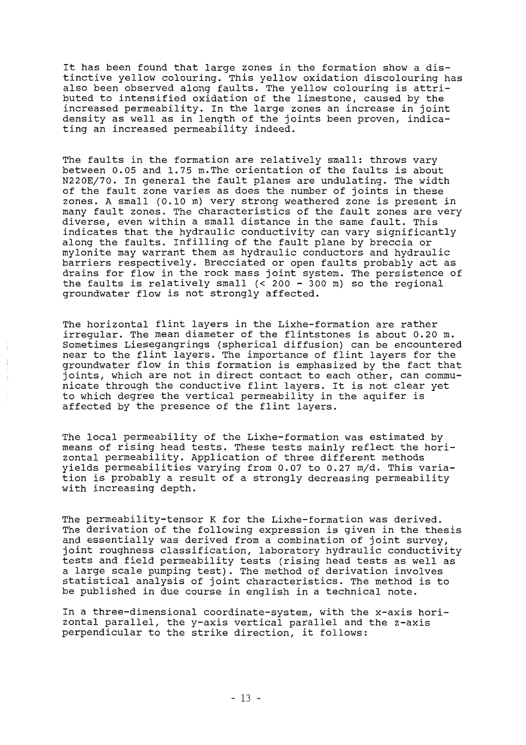It has been found that large zones in the formation show a distinctive yellow colouring. This yellow oxidation discolouring has also been observed along faults. The yellow colouring is attributed to intensified oxidation of the limestone, caused by the increased permeability. In the large zones an increase in joint density as well as in length of the joints been proven, indicating an increased permeability indeed.

The faults in the formation are relatively small: throws vary between 0.05 and 1.75 m. The orientation of the faults is about N220E/70. In general the fault planes are undulating. The width of the fault zone varies as does the number of joints in these zones. A small (0.10 m) very strong weathered zone is present in many fault zones. The characteristics of the fault zones are very diverse, even within a small distance in the same fault. This indicates that the hydraulic conductivity can vary significantly along the faults. Infilling of the fault plane by breccia or mylonite may warrant them as hydraulic conductors and hydraulic barriers respectively. Brecciated or open faults probably act as drains for flow in the rock mass joint system. The persistence of the faults is relatively small (< 200 - 300 m) so the regional groundwater flow is not strongly affected.

The horizontal flint layers in the Lixhe-formation are rather irregular. The mean diameter of the flintstones is about 0.20 m. Sometimes Liesegangrings (spherical diffusion) can be encountered near to the flint layers. The importance of flint layers for the groundwater flow in this formation is emphasized by the fact that joints, which are not in direct contact to each other, can communicate through the conductive flint layers. It is not clear yet to which degree the vertical permeability in the aquifer is affected by the presence of the flint layers.

The local permeability of the Lixhe-formation was estimated by means of rising head tests. These tests mainly reflect the horizontal permeability. Application of three different methods yields permeabilities varying from 0.07 to 0.27 m/d. This variation is probably a result of a strongly decreasing permeability with increasing depth.

The permeability-tensor K for the Lixhe-formation was derived. The derivation of the following expression is given in the thesis and essentially was derived from a combination of joint survey, joint roughness classification, laboratory hydraulic conductivity tests and field permeability tests (rising head tests as well as a large scale pumping test). The method of derivation involves statistical analysis of joint characteristics. The method is to be published in due course in english in a technical note.

In a three-dimensional coordinate-system, with the x-axis horizontal parallel, the y-axis vertical parallel and the z-axis perpendicular to the strike direction, it follows: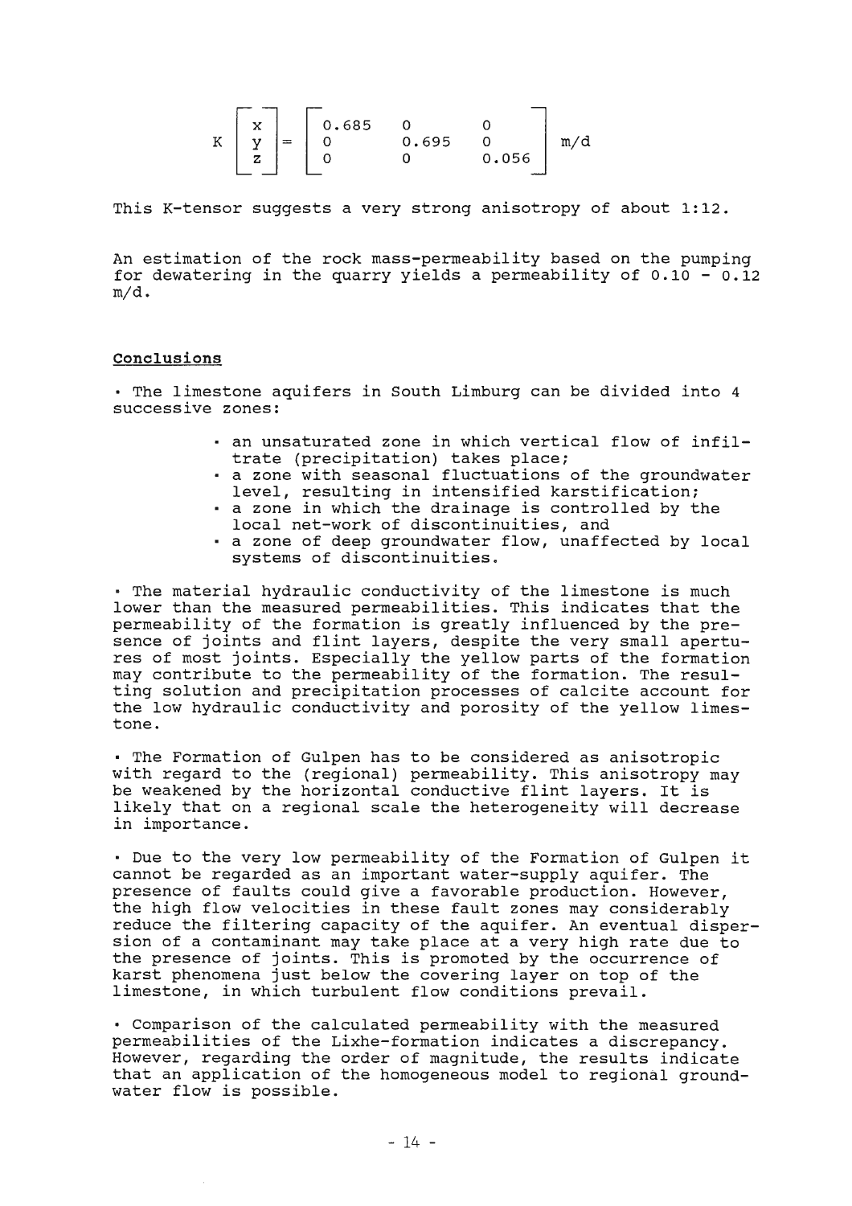$$K \begin{bmatrix} x \\ y \\ z \end{bmatrix} = \begin{bmatrix} 0.685 & 0 & 0 \\ 0 & 0.695 & 0 \\ 0 & 0 & 0.056 \end{bmatrix} \text{m/d}$$

This K-tensor suggests a very strong anisotropy of about 1:12.

An estimation of the rock mass-permeability based on the pumping for dewatering in the quarry yields a permeability of 0.10 - 0.12 m/d.

## Conclusions

- The limestone aquifers in South Limburg can be divided into 4 successive zones:
  - an unsaturated zone in which vertical flow of infiltrate (precipitation) takes place;
  - a zone with seasonal fluctuations of the groundwater level, resulting in intensified karstification;
  - a zone in which the drainage is controlled by the local net-work of discontinuities, and
  - a zone of deep groundwater flow, unaffected by local systems of discontinuities.

- The material hydraulic conductivity of the limestone is much lower than the measured permeabilities. This indicates that the permeability of the formation is greatly influenced by the presence of joints and flint layers, despite the very small apertures of most joints. Especially the yellow parts of the formation may contribute to the permeability of the formation. The resulting solution and precipitation processes of calcite account for the low hydraulic conductivity and porosity of the yellow limestone.

- The Formation of Gulpen has to be considered as anisotropic with regard to the (regional) permeability. This anisotropy may be weakened by the horizontal conductive flint layers. It is likely that on a regional scale the heterogeneity will decrease in importance.

- Due to the very low permeability of the Formation of Gulpen it cannot be regarded as an important water-supply aquifer. The presence of faults could give a favorable production. However, the high flow velocities in these fault zones may considerably reduce the filtering capacity of the aquifer. An eventual dispersion of a contaminant may take place at a very high rate due to the presence of joints. This is promoted by the occurrence of karst phenomena just below the covering layer on top of the limestone, in which turbulent flow conditions prevail.

- Comparison of the calculated permeability with the measured permeabilities of the Lixhe-formation indicates a discrepancy. However, regarding the order of magnitude, the results indicate that an application of the homogeneous model to regional groundwater flow is possible.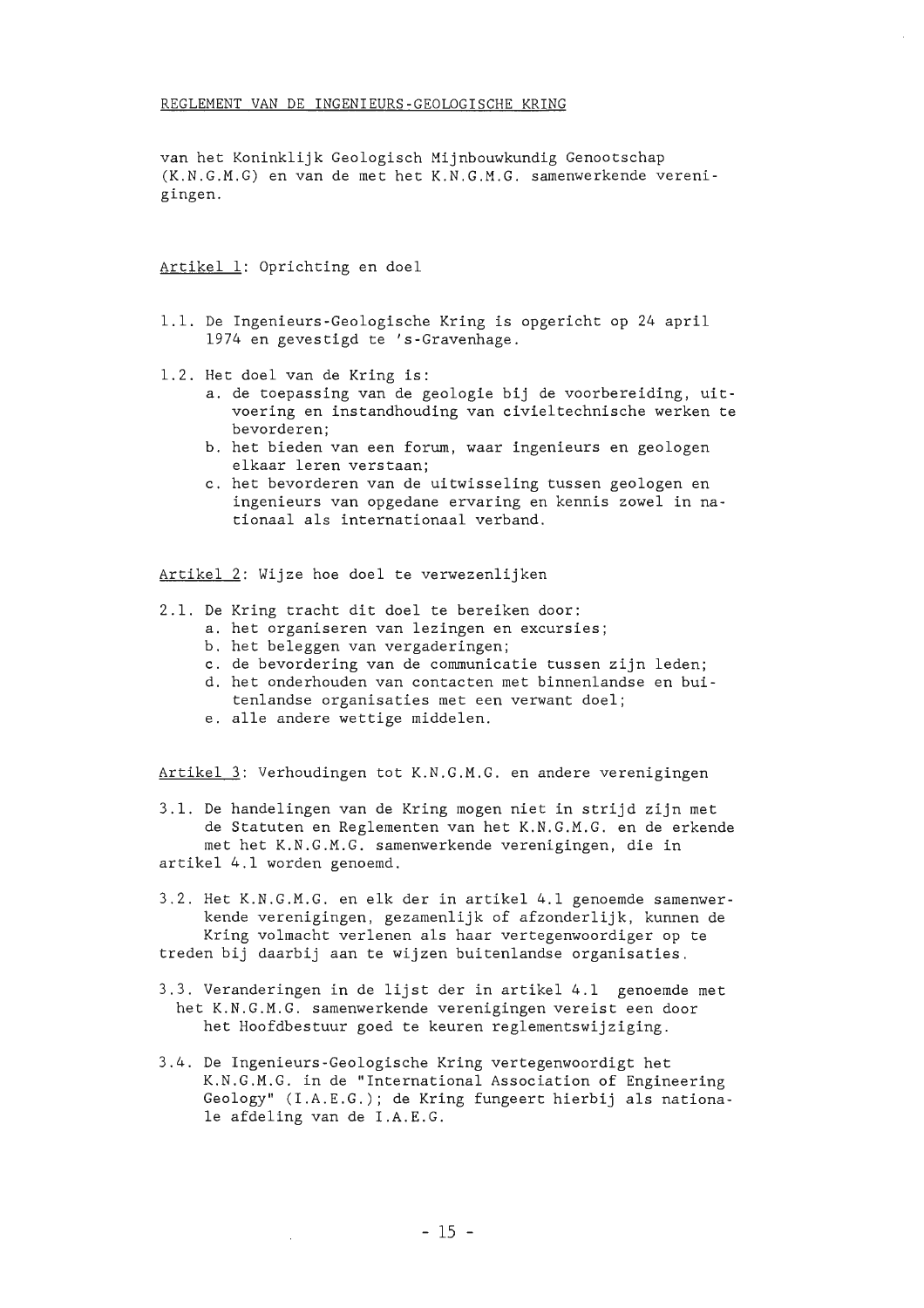REGLEMENT VAN DE INGENIEURS-GEOLOGISCHE KRING

van het Koninklijk Geologisch Mijnbouwkundig Genootschap (K.N.G.M.G) en van de met het K.N.G.M.G. samenwerkende verenigingen.

Artikel 1: Oprichting en doel

1.1. De Ingenieurs-Geologische Kring is opgericht op 24 april 1974 en gevestigd te 's-Gravenhage.

1.2. Het doel van de Kring is:
   a. de toepassing van de geologie bij de voorbereiding, uitvoering en instandhouding van civieltechnische werken te bevorderen;
   b. het bieden van een forum, waar ingenieurs en geologen elkaar leren verstaan;
   c. het bevorderen van de uitwisseling tussen geologen en ingenieurs van opgedane ervaring en kennis zowel in nationaal als internationaal verband.

Artikel 2: Wijze hoe doel te verwezenlijken

2.1. De Kring tracht dit doel te bereiken door:
   a. het organiseren van lezingen en excursies;
   b. het beleggen van vergaderingen;
   c. de bevordering van de communicatie tussen zijn leden;
   d. het onderhouden van contacten met binnenlandse en buitenlandse organisaties met een verwant doel;
   e. alle andere wettige middelen.

Artikel 3: Verhoudingen tot K.N.G.M.G. en andere verenigingen

3.1. De handelingen van de Kring mogen niet in strijd zijn met de Statuten en Reglementen van het K.N.G.M.G. en de erkende met het K.N.G.M.G. samenwerkende verenigingen, die in artikel 4.1 worden genoemd.

3.2. Het K.N.G.M.G. en elk der in artikel 4.1 genoemde samenwerkende verenigingen, gezamenlijk of afzonderlijk, kunnen de Kring volmacht verlenen als haar vertegenwoordiger op te treden bij daarbij aan te wijzen buitenlandse organisaties.

3.3. Veranderingen in de lijst der in artikel 4.1 genoemde met het K.N.G.M.G. samenwerkende verenigingen vereist een door het Hoofdbestuur goed te keuren reglementswijziging.

3.4. De Ingenieurs-Geologische Kring vertegenwoordigt het K.N.G.M.G. in de "International Association of Engineering Geology" (I.A.E.G.); de Kring fungeert hierbij als nationale afdeling van de I.A.E.G.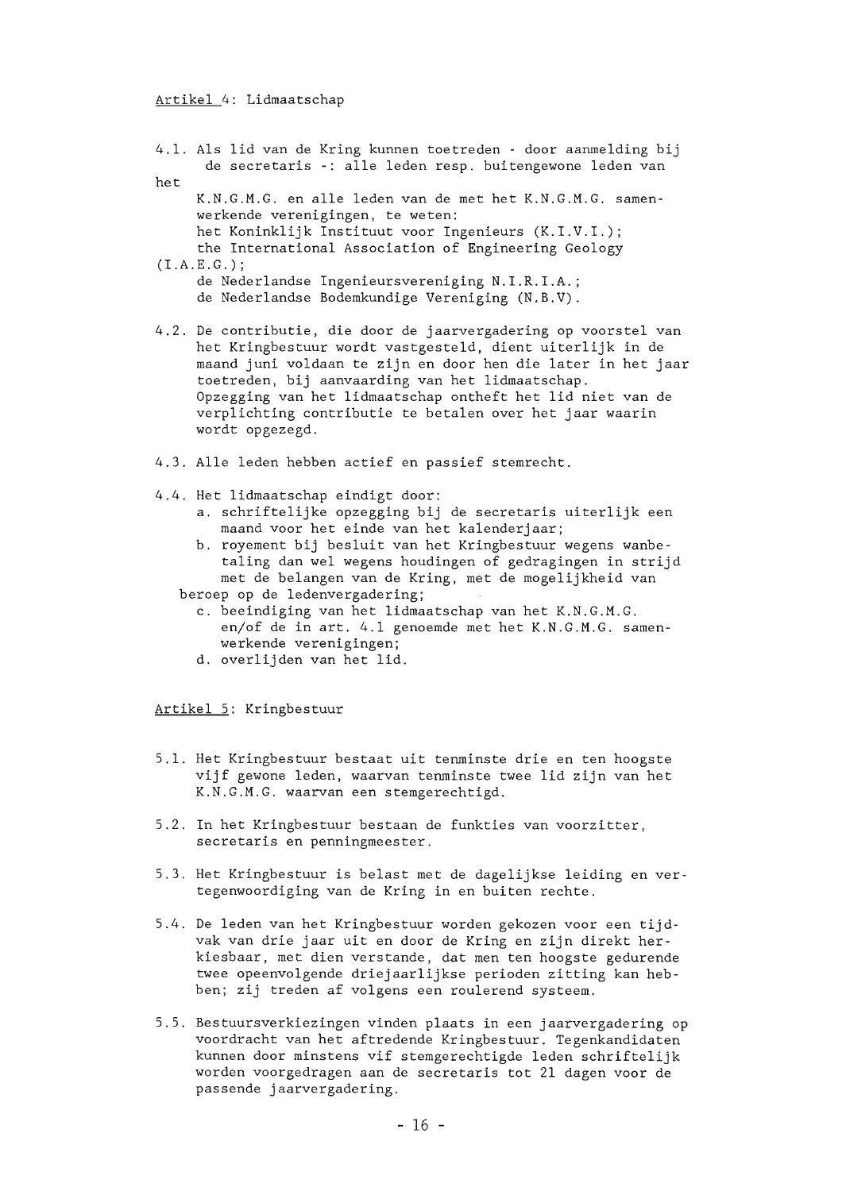Artikel 4: Lidmaatschap

4.1. Als lid van de Kring kunnen toetreden - door aanmelding bij de secretaris -: alle leden resp. buitengewone leden van het K.N.G.M.G. en alle leden van de met het K.N.G.M.G. samenwerkende verenigingen, te weten:
het Koninklijk Instituut voor Ingenieurs (K.I.V.I.);
the International Association of Engineering Geology (I.A.E.G.);
de Nederlandse Ingenieursvereniging N.I.R.I.A.;
de Nederlandse Bodemkundige Vereniging (N.B.V).

4.2. De contributie, die door de jaarvergadering op voorstel van het Kringbestuur wordt vastgesteld, dient uiterlijk in de maand juni voldaan te zijn en door hen die later in het jaar toetreden, bij aanvaarding van het lidmaatschap.
Opzegging van het lidmaatschap ontheft het lid niet van de verplichting contributie te betalen over het jaar waarin wordt opgezegd.

4.3. Alle leden hebben actief en passief stemrecht.

4.4. Het lidmaatschap eindigt door:
   a. schriftelijke opzegging bij de secretaris uiterlijk een maand voor het einde van het kalenderjaar;
   b. royement bij besluit van het Kringbestuur wegens wanbetaling dan wel wegens houdingen of gedragingen in strijd met de belangen van de Kring, met de mogelijkheid van beroep op de ledenvergadering;
   c. beeindiging van het lidmaatschap van het K.N.G.M.G. en/of de in art. 4.1 genoemde met het K.N.G.M.G. samenwerkende verenigingen;
   d. overlijden van het lid.

Artikel 5: Kringbestuur

5.1. Het Kringbestuur bestaat uit tenminste drie en ten hoogste vijf gewone leden, waarvan tenminste twee lid zijn van het K.N.G.M.G. waarvan een stemgerechtigd.

5.2. In het Kringbestuur bestaan de funkties van voorzitter, secretaris en penningmeester.

5.3. Het Kringbestuur is belast met de dagelijkse leiding en vertegenwoordiging van de Kring in en buiten rechte.

5.4. De leden van het Kringbestuur worden gekozen voor een tijdvak van drie jaar uit en door de Kring en zijn direkt herkiesbaar, met dien verstande, dat men ten hoogste gedurende twee opeenvolgende driejaarlijkse perioden zitting kan hebben; zij treden af volgens een roulerend systeem.

5.5. Bestuursverkiezingen vinden plaats in een jaarvergadering op voordracht van het aftredende Kringbestuur. Tegenkandidaten kunnen door minstens vif stemgerechtigde leden schriftelijk worden voorgedragen aan de secretaris tot 21 dagen voor de passende jaarvergadering.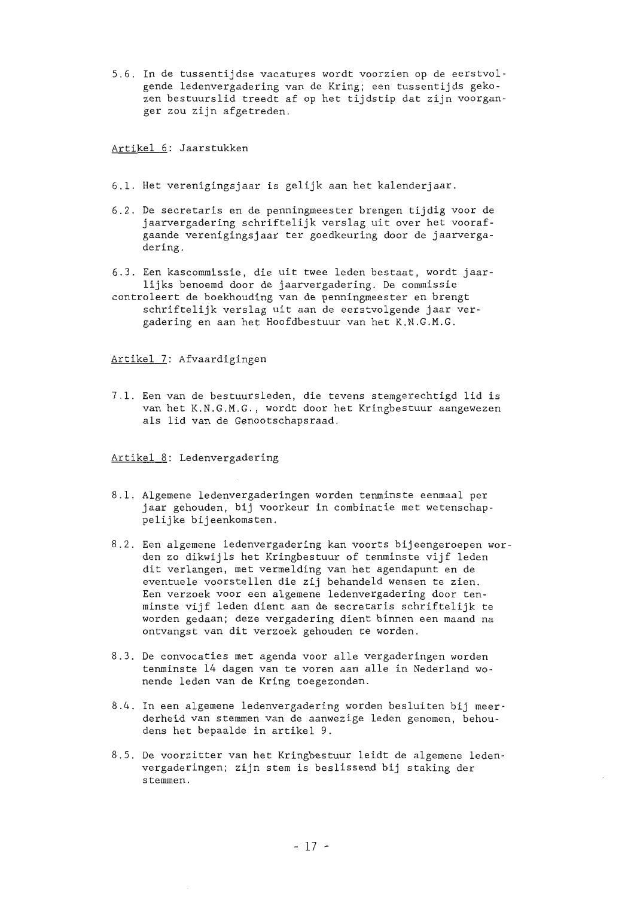5.6. In de tussentijdse vacatures wordt voorzien op de eerstvolgende ledenvergadering van de Kring; een tussentijds gekozen bestuurslid treedt af op het tijdstip dat zijn voorganger zou zijn afgetreden.

Artikel 6: Jaarstukken

6.1. Het verenigingsjaar is gelijk aan het kalenderjaar.

6.2. De secretaris en de penningmeester brengen tijdig voor de jaarvergadering schriftelijk verslag uit over het voorafgaande verenigingsjaar ter goedkeuring door de jaarvergadering.

6.3. Een kascommissie, die uit twee leden bestaat, wordt jaarlijks benoemd door de jaarvergadering. De commissie controleert de boekhouding van de penningmeester en brengt schriftelijk verslag uit aan de eerstvolgende jaar vergadering en aan het Hoofdbestuur van het K.N.G.M.G.

Artikel 7: Afvaardigingen

7.1. Een van de bestuursleden, die tevens stemgerechtigd lid is van het K.N.G.M.G., wordt door het Kringbestuur aangewezen als lid van de Genootschapsraad.

Artikel 8: Ledenvergadering

8.1. Algemene ledenvergaderingen worden tenminste eenmaal per jaar gehouden, bij voorkeur in combinatie met wetenschappelijke bijeenkomsten.

8.2. Een algemene ledenvergadering kan voorts bijeengeroepen worden zo dikwijls het Kringbestuur of tenminste vijf leden dit verlangen, met vermelding van het agendapunt en de eventuele voorstellen die zij behandeld wensen te zien. Een verzoek voor een algemene ledenvergadering door tenminste vijf leden dient aan de secretaris schriftelijk te worden gedaan; deze vergadering dient binnen een maand na ontvangst van dit verzoek gehouden te worden.

8.3. De convocaties met agenda voor alle vergaderingen worden tenminste 14 dagen van te voren aan alle in Nederland wonende leden van de Kring toegezonden.

8.4. In een algemene ledenvergadering worden besluiten bij meerderheid van stemmen van de aanwezige leden genomen, behoudens het bepaalde in artikel 9.

8.5. De voorzitter van het Kringbestuur leidt de algemene ledenvergaderingen; zijn stem is beslissend bij staking der stemmen.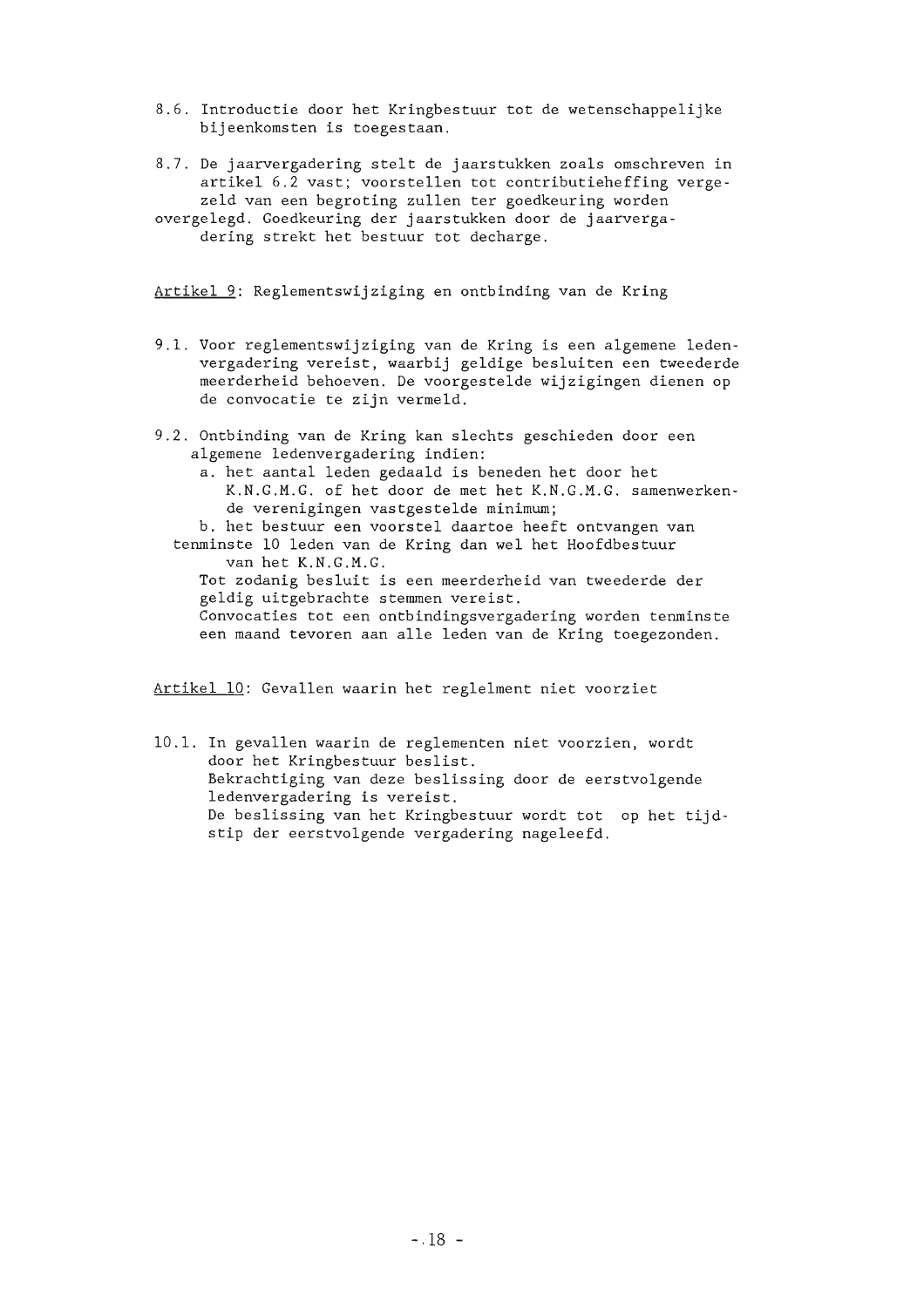8.6. Introductie door het Kringbestuur tot de wetenschappelijke bijeenkomsten is toegestaan.

8.7. De jaarvergadering stelt de jaarstukken zoals omschreven in artikel 6.2 vast; voorstellen tot contributieheffing vergezeld van een begroting zullen ter goedkeuring worden overgelegd. Goedkeuring der jaarstukken door de jaarvergadering strekt het bestuur tot decharge.

<u>Artikel 9</u>: Reglementswijziging en ontbinding van de Kring

9.1. Voor reglementswijziging van de Kring is een algemene ledenvergadering vereist, waarbij geldige besluiten een tweederde meerderheid behoeven. De voorgestelde wijzigingen dienen op de convocatie te zijn vermeld.

9.2. Ontbinding van de Kring kan slechts geschieden door een algemene ledenvergadering indien:
   a. het aantal leden gedaald is beneden het door het K.N.G.M.G. of het door de met het K.N.G.M.G. samenwerkende verenigingen vastgestelde minimum;
   b. het bestuur een voorstel daartoe heeft ontvangen van tenminste 10 leden van de Kring dan wel het Hoofdbestuur van het K.N.G.M.G.

   Tot zodanig besluit is een meerderheid van tweederde der geldig uitgebrachte stemmen vereist.
   Convocaties tot een ontbindingsvergadering worden tenminste een maand tevoren aan alle leden van de Kring toegezonden.

<u>Artikel 10</u>: Gevallen waarin het reglelment niet voorziet

10.1. In gevallen waarin de reglementen niet voorzien, wordt door het Kringbestuur beslist.
   Bekrachtiging van deze beslissing door de eerstvolgende ledenvergadering is vereist.
   De beslissing van het Kringbestuur wordt tot op het tijdstip der eerstvolgende vergadering nageleefd.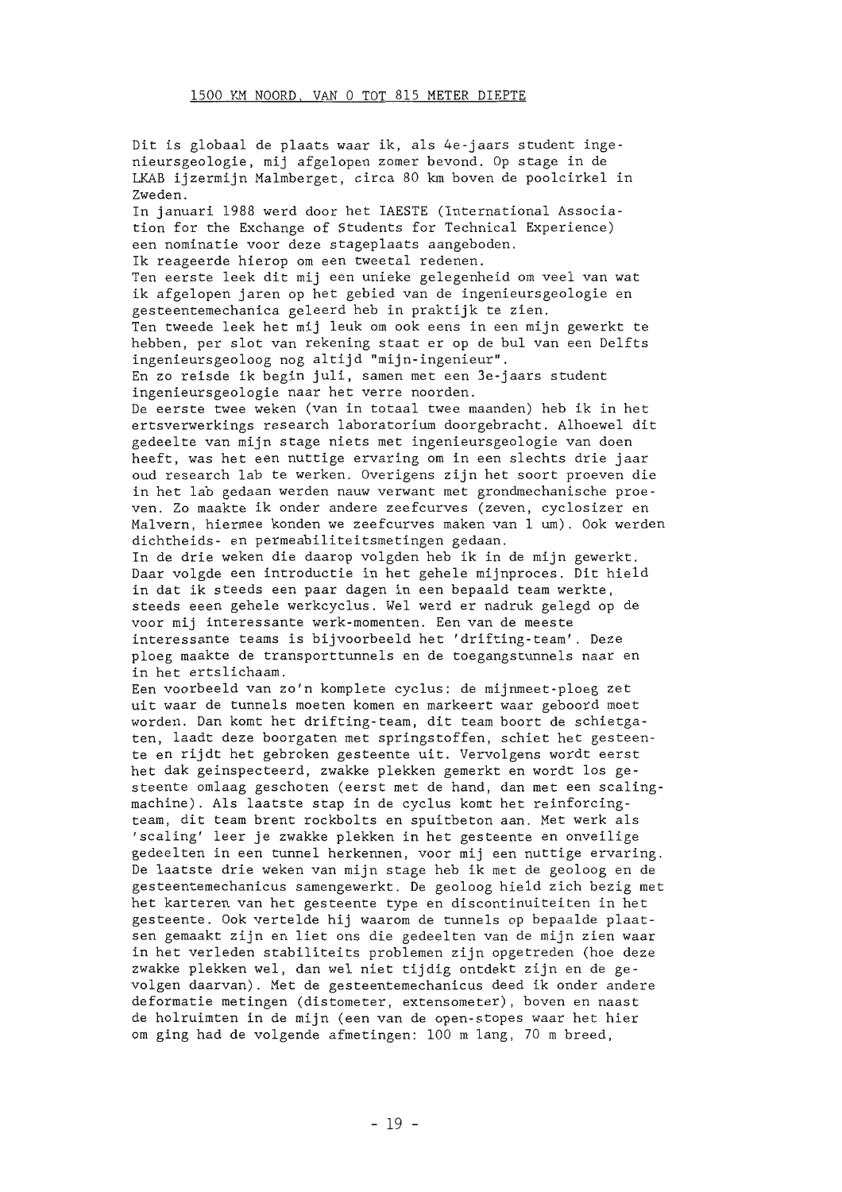## 1500 KM NOORD, VAN 0 TOT 815 METER DIEPTE

Dit is globaal de plaats waar ik, als 4e-jaars student ingenieursgeologie, mij afgelopen zomer bevond. Op stage in de LKAB ijzermijn Malmberget, circa 80 km boven de poolcirkel in Zweden.

In januari 1988 werd door het IAESTE (International Association for the Exchange of Students for Technical Experience) een nominatie voor deze stageplaats aangeboden.

Ik reageerde hierop om een tweetal redenen.

Ten eerste leek dit mij een unieke gelegenheid om veel van wat ik afgelopen jaren op het gebied van de ingenieursgeologie en gesteentemechanica geleerd heb in praktijk te zien.

Ten tweede leek het mij leuk om ook eens in een mijn gewerkt te hebben, per slot van rekening staat er op de bul van een Delfts ingenieursgeoloog nog altijd "mijn-ingenieur".

En zo reisde ik begin juli, samen met een 3e-jaars student ingenieursgeologie naar het verre noorden.

De eerste twee weken (van in totaal twee maanden) heb ik in het ertsverwerkings research laboratorium doorgebracht. Alhoewel dit gedeelte van mijn stage niets met ingenieursgeologie van doen heeft, was het een nuttige ervaring om in een slechts drie jaar oud research lab te werken. Overigens zijn het soort proeven die in het lab gedaan werden nauw verwant met grondmechanische proeven. Zo maakte ik onder andere zeefcurves (zeven, cyclosizer en Malvern, hiermee konden we zeefcurves maken van 1 um). Ook werden dichtheids- en permeabiliteitsmetingen gedaan.

In de drie weken die daarop volgden heb ik in de mijn gewerkt. Daar volgde een introductie in het gehele mijnproces. Dit hield in dat ik steeds een paar dagen in een bepaald team werkte, steeds eeen gehele werkcyclus. Wel werd er nadruk gelegd op de voor mij interessante werk-momenten. Een van de meeste interessante teams is bijvoorbeeld het 'drifting-team'. Deze ploeg maakte de transporttunnels en de toegangstunnels naar en in het ertslichaam.

Een voorbeeld van zo'n komplete cyclus: de mijnmeet-ploeg zet uit waar de tunnels moeten komen en markeert waar geboord moet worden. Dan komt het drifting-team, dit team boort de schietgaten, laadt deze boorgaten met springstoffen, schiet het gesteente en rijdt het gebroken gesteente uit. Vervolgens wordt eerst het dak geinspecteerd, zwakke plekken gemerkt en wordt los gesteente omlaag geschoten (eerst met de hand, dan met een scalingmachine). Als laatste stap in de cyclus komt het reinforcingteam, dit team brent rockbolts en spuitbeton aan. Met werk als 'scaling' leer je zwakke plekken in het gesteente en onveilige gedeelten in een tunnel herkennen, voor mij een nuttige ervaring.

De laatste drie weken van mijn stage heb ik met de geoloog en de gesteentemechanicus samengewerkt. De geoloog hield zich bezig met het karteren van het gesteente type en discontinuiteiten in het gesteente. Ook vertelde hij waarom de tunnels op bepaalde plaatsen gemaakt zijn en liet ons die gedeelten van de mijn zien waar in het verleden stabiliteits problemen zijn opgetreden (hoe deze zwakke plekken wel, dan wel niet tijdig ontdekt zijn en de gevolgen daarvan). Met de gesteentemechanicus deed ik onder andere deformatie metingen (distometer, extensometer), boven en naast de holruimten in de mijn (een van de open-stopes waar het hier om ging had de volgende afmetingen: 100 m lang, 70 m breed,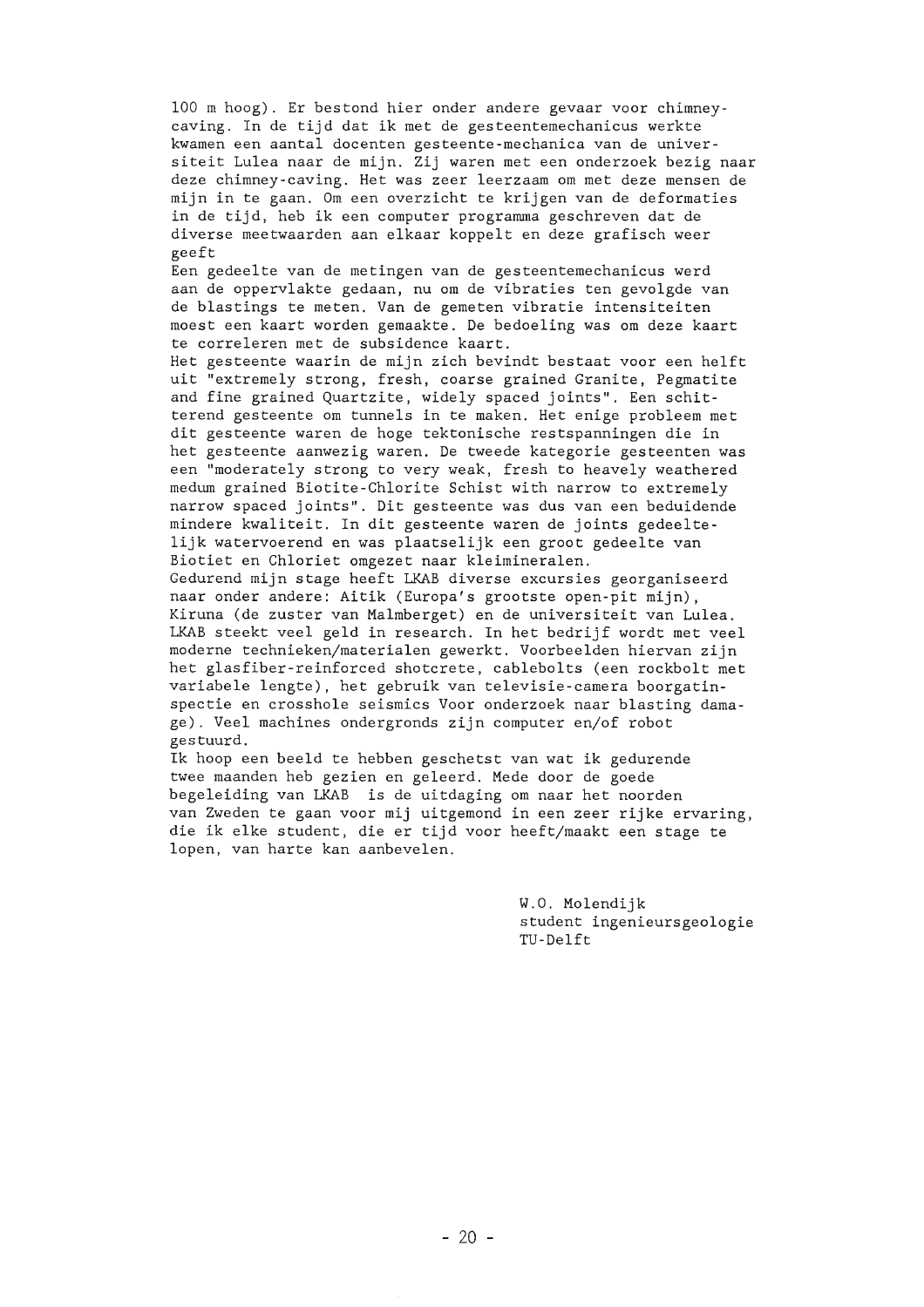100 m hoog). Er bestond hier onder andere gevaar voor chimney-caving. In de tijd dat ik met de gesteentemechanicus werkte kwamen een aantal docenten gesteente-mechanica van de universiteit Lulea naar de mijn. Zij waren met een onderzoek bezig naar deze chimney-caving. Het was zeer leerzaam om met deze mensen de mijn in te gaan. Om een overzicht te krijgen van de deformaties in de tijd, heb ik een computer programma geschreven dat de diverse meetwaarden aan elkaar koppelt en deze grafisch weer geeft

Een gedeelte van de metingen van de gesteentemechanicus werd aan de oppervlakte gedaan, nu om de vibraties ten gevolgde van de blastings te meten. Van de gemeten vibratie intensiteiten moest een kaart worden gemaakte. De bedoeling was om deze kaart te correleren met de subsidence kaart.

Het gesteente waarin de mijn zich bevindt bestaat voor een helft uit "extremely strong, fresh, coarse grained Granite, Pegmatite and fine grained Quartzite, widely spaced joints". Een schitterend gesteente om tunnels in te maken. Het enige probleem met dit gesteente waren de hoge tektonische restspanningen die in het gesteente aanwezig waren. De tweede categorie gesteenten was een "moderately strong to very weak, fresh to heavely weathered medum grained Biotite-Chlorite Schist with narrow to extremely narrow spaced joints". Dit gesteente was dus van een beduidende mindere kwaliteit. In dit gesteente waren de joints gedeeltelijk watervoerend en was plaatselijk een groot gedeelte van Biotiet en Chloriet omgezet naar kleimineralen.

Gedurend mijn stage heeft LKAB diverse excursies georganiseerd naar onder andere: Aitik (Europa's grootste open-pit mijn), Kiruna (de zuster van Malmberget) en de universiteit van Lulea. LKAB steekt veel geld in research. In het bedrijf wordt met veel moderne technieken/materialen gewerkt. Voorbeelden hiervan zijn het glasfiber-reinforced shotcrete, cablebolts (een rockbolt met variabele lengte), het gebruik van televisie-camera boorgatinspectie en crosshole seismics Voor onderzoek naar blasting damage). Veel machines ondergronds zijn computer en/of robot gestuurd.

Ik hoop een beeld te hebben geschetst van wat ik gedurende twee maanden heb gezien en geleerd. Mede door de goede begeleiding van LKAB is de uitdaging om naar het noorden van Zweden te gaan voor mij uitgemond in een zeer rijke ervaring, die ik elke student, die er tijd voor heeft/maakt een stage te lopen, van harte kan aanbevelen.

W.O. Molendijk
student ingenieursgeologie
TU-Delft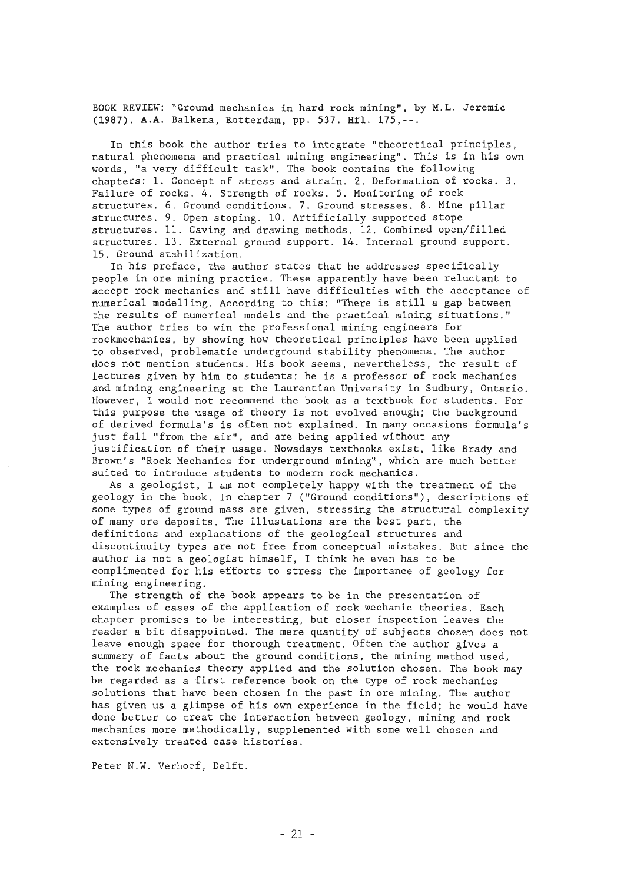BOOK REVIEW: "Ground mechanics in hard rock mining", by M.L. Jeremic (1987). A.A. Balkema, Rotterdam, pp. 537. Hfl. 175,--.

In this book the author tries to integrate "theoretical principles, natural phenomena and practical mining engineering". This is in his own words, "a very difficult task". The book contains the following chapters: 1. Concept of stress and strain. 2. Deformation of rocks. 3. Failure of rocks. 4. Strength of rocks. 5. Monitoring of rock structures. 6. Ground conditions. 7. Ground stresses. 8. Mine pillar structures. 9. Open stoping. 10. Artificially supported stope structures. 11. Caving and drawing methods. 12. Combined open/filled structures. 13. External ground support. 14. Internal ground support. 15. Ground stabilization.

In his preface, the author states that he addresses specifically people in ore mining practice. These apparently have been reluctant to accept rock mechanics and still have difficulties with the acceptance of numerical modelling. According to this: "There is still a gap between the results of numerical models and the practical mining situations." The author tries to win the professional mining engineers for rockmechanics, by showing how theoretical principles have been applied to observed, problematic underground stability phenomena. The author does not mention students. His book seems, nevertheless, the result of lectures given by him to students: he is a professor of rock mechanics and mining engineering at the Laurentian University in Sudbury, Ontario. However, I would not recommend the book as a textbook for students. For this purpose the usage of theory is not evolved enough; the background of derived formula's is often not explained. In many occasions formula's just fall "from the air", and are being applied without any justification of their usage. Nowadays textbooks exist, like Brady and Brown's "Rock Mechanics for underground mining", which are much better suited to introduce students to modern rock mechanics.

As a geologist, I am not completely happy with the treatment of the geology in the book. In chapter 7 ("Ground conditions"), descriptions of some types of ground mass are given, stressing the structural complexity of many ore deposits. The illustations are the best part, the definitions and explanations of the geological structures and discontinuity types are not free from conceptual mistakes. But since the author is not a geologist himself, I think he even has to be complimented for his efforts to stress the importance of geology for mining engineering.

The strength of the book appears to be in the presentation of examples of cases of the application of rock mechanic theories. Each chapter promises to be interesting, but closer inspection leaves the reader a bit disappointed. The mere quantity of subjects chosen does not leave enough space for thorough treatment. Often the author gives a summary of facts about the ground conditions, the mining method used, the rock mechanics theory applied and the solution chosen. The book may be regarded as a first reference book on the type of rock mechanics solutions that have been chosen in the past in ore mining. The author has given us a glimpse of his own experience in the field; he would have done better to treat the interaction between geology, mining and rock mechanics more methodically, supplemented with some well chosen and extensively treated case histories.

Peter N.W. Verhoef, Delft.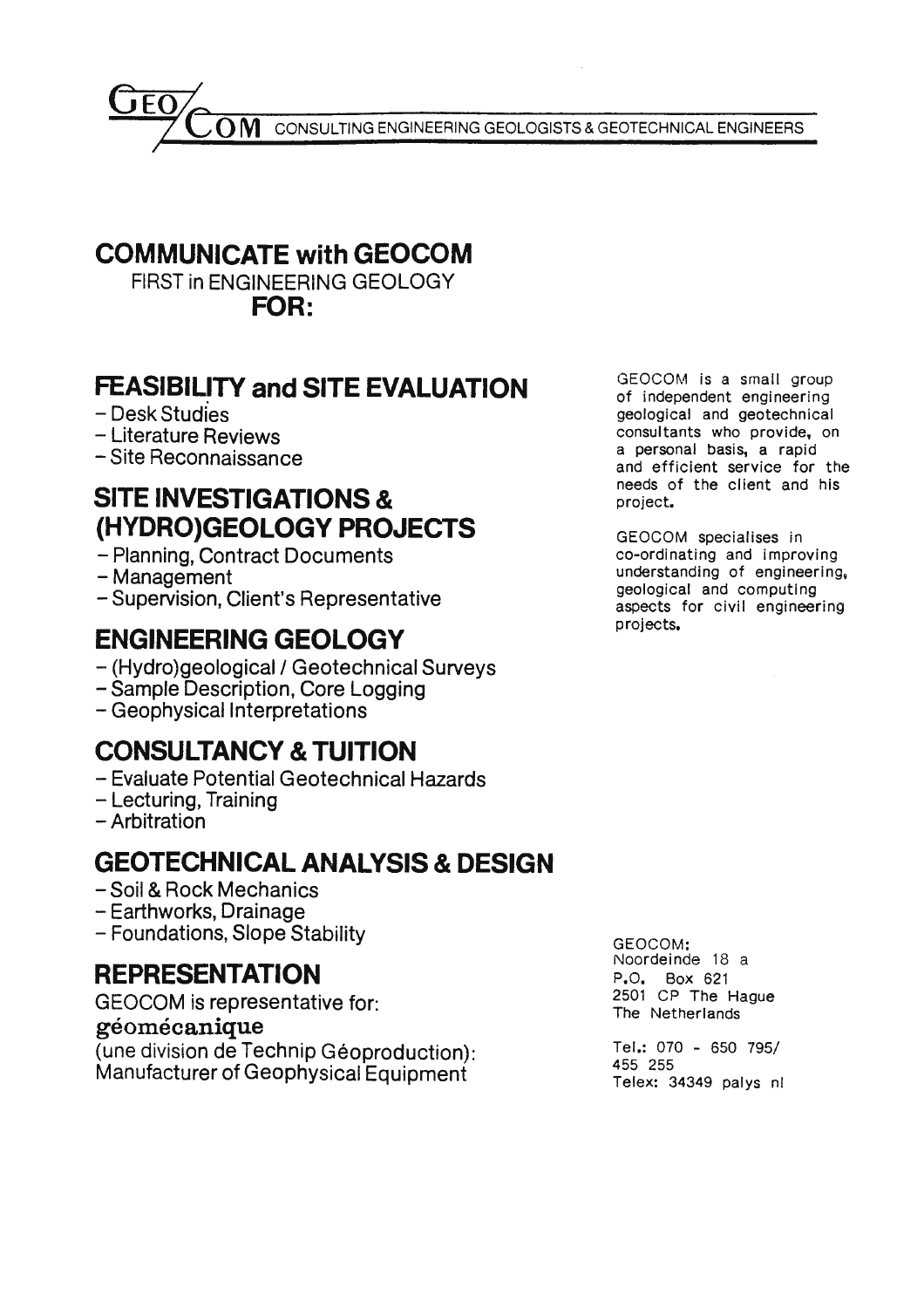GEO/COM CONSULTING ENGINEERING GEOLOGISTS & GEOTECHNICAL ENGINEERS

# COMMUNICATE with GEOCOM

FIRST in ENGINEERING GEOLOGY

**FOR:**

## FEASIBILITY and SITE EVALUATION

- Desk Studies
- Literature Reviews
- Site Reconnaissance

## SITE INVESTIGATIONS & (HYDRO)GEOLOGY PROJECTS

- Planning, Contract Documents
- Management
- Supervision, Client's Representative

## ENGINEERING GEOLOGY

- (Hydro)geological / Geotechnical Surveys
- Sample Description, Core Logging
- Geophysical Interpretations

## CONSULTANCY & TUITION

- Evaluate Potential Geotechnical Hazards
- Lecturing, Training
- Arbitration

## GEOTECHNICAL ANALYSIS & DESIGN

- Soil & Rock Mechanics
- Earthworks, Drainage
- Foundations, Slope Stability

## REPRESENTATION

GEOCOM is representative for:

**géomécanique**

(une division de Technip Géoproduction):
Manufacturer of Geophysical Equipment

GEOCOM is a small group of independent engineering geological and geotechnical consultants who provide, on a personal basis, a rapid and efficient service for the needs of the client and his project.

GEOCOM specialises in co-ordinating and improving understanding of engineering, geological and computing aspects for civil engineering projects.

GEOCOM:
Noordeinde 18 a
P.O. Box 621
2501 CP The Hague
The Netherlands

Tel.: 070 - 650 795/
455 255
Telex: 34349 palys nl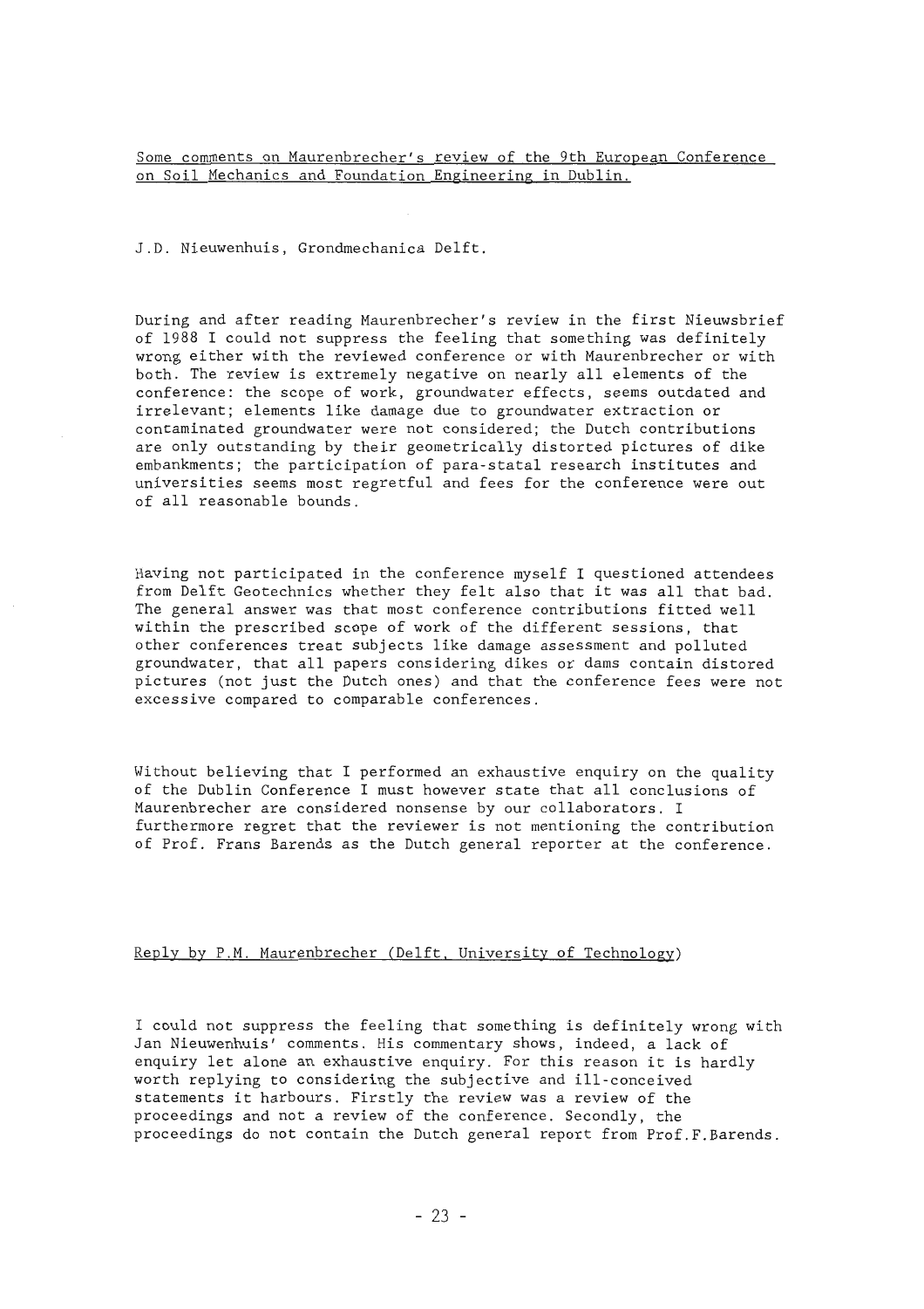## Some comments on Maurenbrecher's review of the 9th European Conference on Soil Mechanics and Foundation Engineering in Dublin.

J.D. Nieuwenhuis, Grondmechanica Delft.

During and after reading Maurenbrecher's review in the first Nieuwsbrief of 1988 I could not suppress the feeling that something was definitely wrong either with the reviewed conference or with Maurenbrecher or with both. The review is extremely negative on nearly all elements of the conference: the scope of work, groundwater effects, seems outdated and irrelevant; elements like damage due to groundwater extraction or contaminated groundwater were not considered; the Dutch contributions are only outstanding by their geometrically distorted pictures of dike embankments; the participation of para-statal research institutes and universities seems most regretful and fees for the conference were out of all reasonable bounds.

Having not participated in the conference myself I questioned attendees from Delft Geotechnics whether they felt also that it was all that bad. The general answer was that most conference contributions fitted well within the prescribed scope of work of the different sessions, that other conferences treat subjects like damage assessment and polluted groundwater, that all papers considering dikes or dams contain distored pictures (not just the Dutch ones) and that the conference fees were not excessive compared to comparable conferences.

Without believing that I performed an exhaustive enquiry on the quality of the Dublin Conference I must however state that all conclusions of Maurenbrecher are considered nonsense by our collaborators. I furthermore regret that the reviewer is not mentioning the contribution of Prof. Frans Barends as the Dutch general reporter at the conference.

## Reply by P.M. Maurenbrecher (Delft, University of Technology)

I could not suppress the feeling that something is definitely wrong with Jan Nieuwenhuis' comments. His commentary shows, indeed, a lack of enquiry let alone an exhaustive enquiry. For this reason it is hardly worth replying to considering the subjective and ill-conceived statements it harbours. Firstly the review was a review of the proceedings and not a review of the conference. Secondly, the proceedings do not contain the Dutch general report from Prof.F.Barends.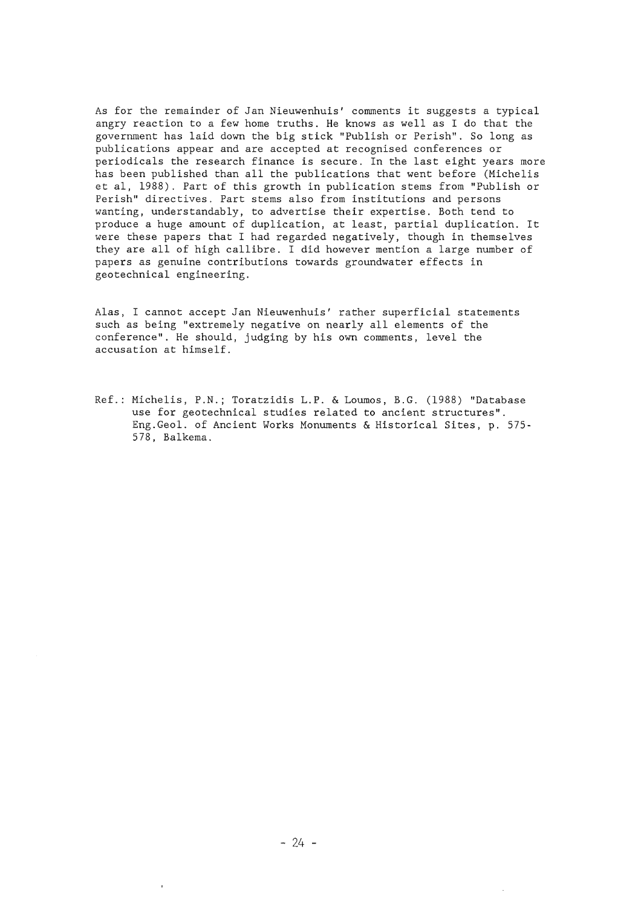As for the remainder of Jan Nieuwenhuis' comments it suggests a typical angry reaction to a few home truths. He knows as well as I do that the government has laid down the big stick "Publish or Perish". So long as publications appear and are accepted at recognised conferences or periodicals the research finance is secure. In the last eight years more has been published than all the publications that went before (Michelis et al, 1988). Part of this growth in publication stems from "Publish or Perish" directives. Part stems also from institutions and persons wanting, understandably, to advertise their expertise. Both tend to produce a huge amount of duplication, at least, partial duplication. It were these papers that I had regarded negatively, though in themselves they are all of high callibre. I did however mention a large number of papers as genuine contributions towards groundwater effects in geotechnical engineering.

Alas, I cannot accept Jan Nieuwenhuis' rather superficial statements such as being "extremely negative on nearly all elements of the conference". He should, judging by his own comments, level the accusation at himself.

Ref.: Michelis, P.N.; Toratzidis L.P. & Loumos, B.G. (1988) "Database use for geotechnical studies related to ancient structures". Eng.Geol. of Ancient Works Monuments & Historical Sites, p. 575-578, Balkema.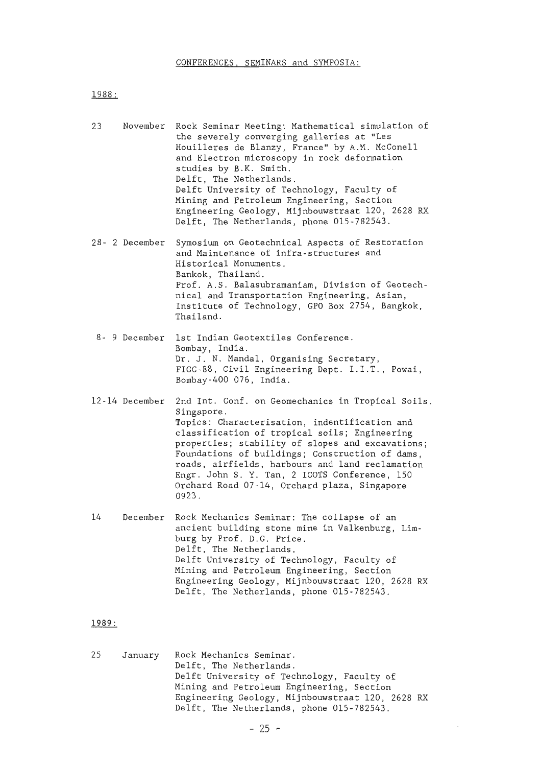## CONFERENCES, SEMINARS and SYMPOSIA:

### 1988:

**23 November** Rock Seminar Meeting: Mathematical simulation of the severely converging galleries at "Les Houilleres de Blanzy, France" by A.M. McConell and Electron microscopy in rock deformation studies by B.K. Smith.
Delft, The Netherlands.
Delft University of Technology, Faculty of Mining and Petroleum Engineering, Section Engineering Geology, Mijnbouwstraat 120, 2628 RX Delft, The Netherlands, phone 015-782543.

**28- 2 December** Symosium on Geotechnical Aspects of Restoration and Maintenance of infra-structures and Historical Monuments.
Bankok, Thailand.
Prof. A.S. Balasubramaniam, Division of Geotechnical and Transportation Engineering, Asian, Institute of Technology, GPO Box 2754, Bangkok, Thailand.

**8- 9 December** 1st Indian Geotextiles Conference.
Bombay, India.
Dr. J. N. Mandal, Organising Secretary, FIGC-88, Civil Engineering Dept. I.I.T., Powai, Bombay-400 076, India.

**12-14 December** 2nd Int. Conf. on Geomechanics in Tropical Soils.
Singapore.
Topics: Characterisation, indentification and classification of tropical soils; Engineering properties; stability of slopes and excavations; Foundations of buildings; Construction of dams, roads, airfields, harbours and land reclamation
Engr. John S. Y. Tan, 2 ICOTS Conference, 150 Orchard Road 07-14, Orchard plaza, Singapore 0923.

**14 December** Rock Mechanics Seminar: The collapse of an ancient building stone mine in Valkenburg, Limburg by Prof. D.G. Price.
Delft, The Netherlands.
Delft University of Technology, Faculty of Mining and Petroleum Engineering, Section Engineering Geology, Mijnbouwstraat 120, 2628 RX Delft, The Netherlands, phone 015-782543.

### 1989:

**25 January** Rock Mechanics Seminar.
Delft, The Netherlands.
Delft University of Technology, Faculty of Mining and Petroleum Engineering, Section Engineering Geology, Mijnbouwstraat 120, 2628 RX Delft, The Netherlands, phone 015-782543.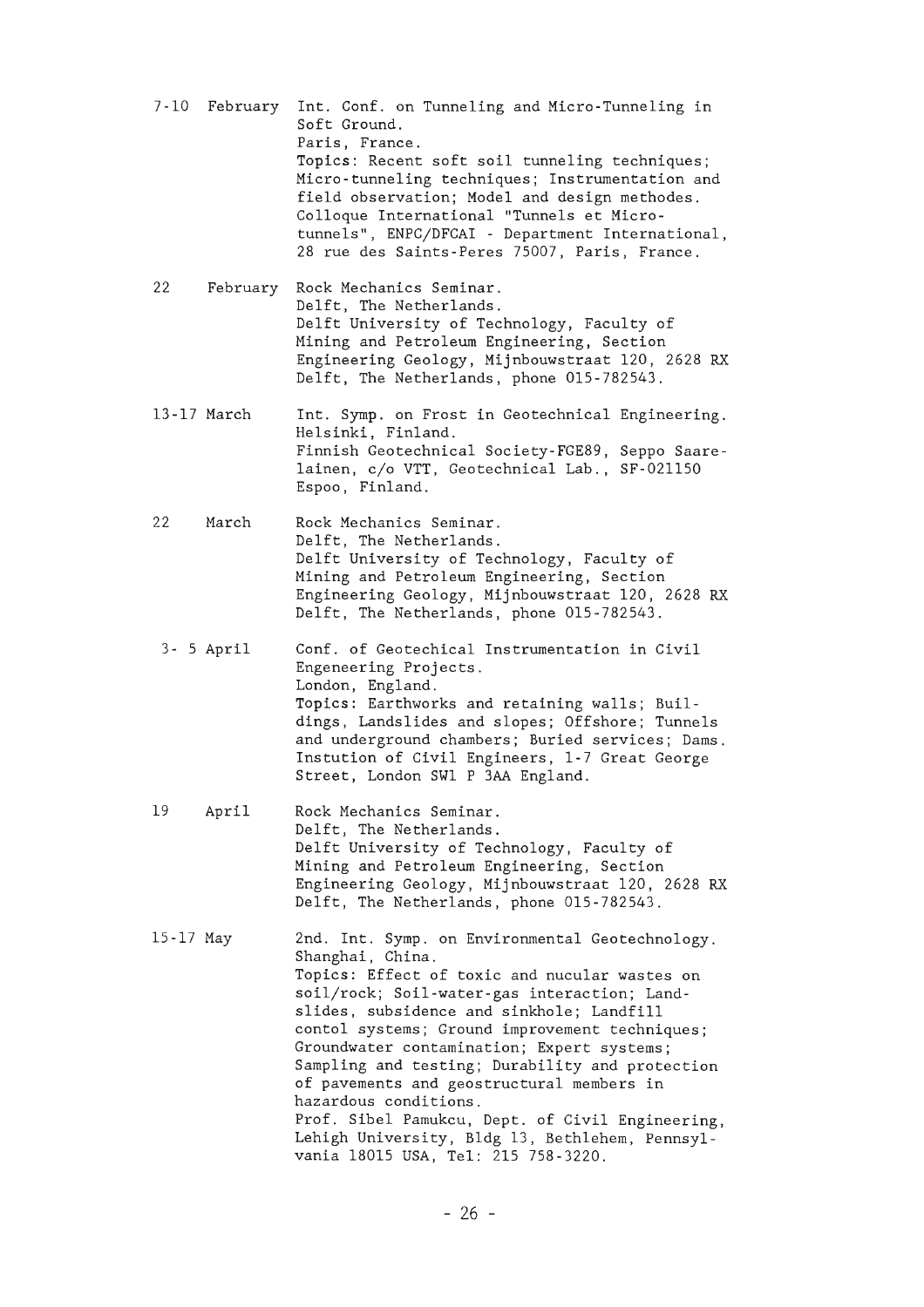7-10 February Int. Conf. on Tunneling and Micro-Tunneling in Soft Ground.
Paris, France.
Topics: Recent soft soil tunneling techniques; Micro-tunneling techniques; Instrumentation and field observation; Model and design methodes.
Colloque International "Tunnels et Micro-tunnels", ENPC/DFCAI - Department International, 28 rue des Saints-Peres 75007, Paris, France.

22 February Rock Mechanics Seminar.
Delft, The Netherlands.
Delft University of Technology, Faculty of Mining and Petroleum Engineering, Section Engineering Geology, Mijnbouwstraat 120, 2628 RX Delft, The Netherlands, phone 015-782543.

13-17 March Int. Symp. on Frost in Geotechnical Engineering.
Helsinki, Finland.
Finnish Geotechnical Society-FGE89, Seppo Saarelainen, c/o VTT, Geotechnical Lab., SF-021150 Espoo, Finland.

22 March Rock Mechanics Seminar.
Delft, The Netherlands.
Delft University of Technology, Faculty of Mining and Petroleum Engineering, Section Engineering Geology, Mijnbouwstraat 120, 2628 RX Delft, The Netherlands, phone 015-782543.

3- 5 April Conf. of Geotechical Instrumentation in Civil Engeneering Projects.
London, England.
Topics: Earthworks and retaining walls; Buildings, Landslides and slopes; Offshore; Tunnels and underground chambers; Buried services; Dams.
Instution of Civil Engineers, 1-7 Great George Street, London SW1 P 3AA England.

19 April Rock Mechanics Seminar.
Delft, The Netherlands.
Delft University of Technology, Faculty of Mining and Petroleum Engineering, Section Engineering Geology, Mijnbouwstraat 120, 2628 RX Delft, The Netherlands, phone 015-782543.

15-17 May 2nd. Int. Symp. on Environmental Geotechnology.
Shanghai, China.
Topics: Effect of toxic and nucular wastes on soil/rock; Soil-water-gas interaction; Landslides, subsidence and sinkhole; Landfill contol systems; Ground improvement techniques; Groundwater contamination; Expert systems; Sampling and testing; Durability and protection of pavements and geostructural members in hazardous conditions.
Prof. Sibel Pamukcu, Dept. of Civil Engineering, Lehigh University, Bldg 13, Bethlehem, Pennsylvania 18015 USA, Tel: 215 758-3220.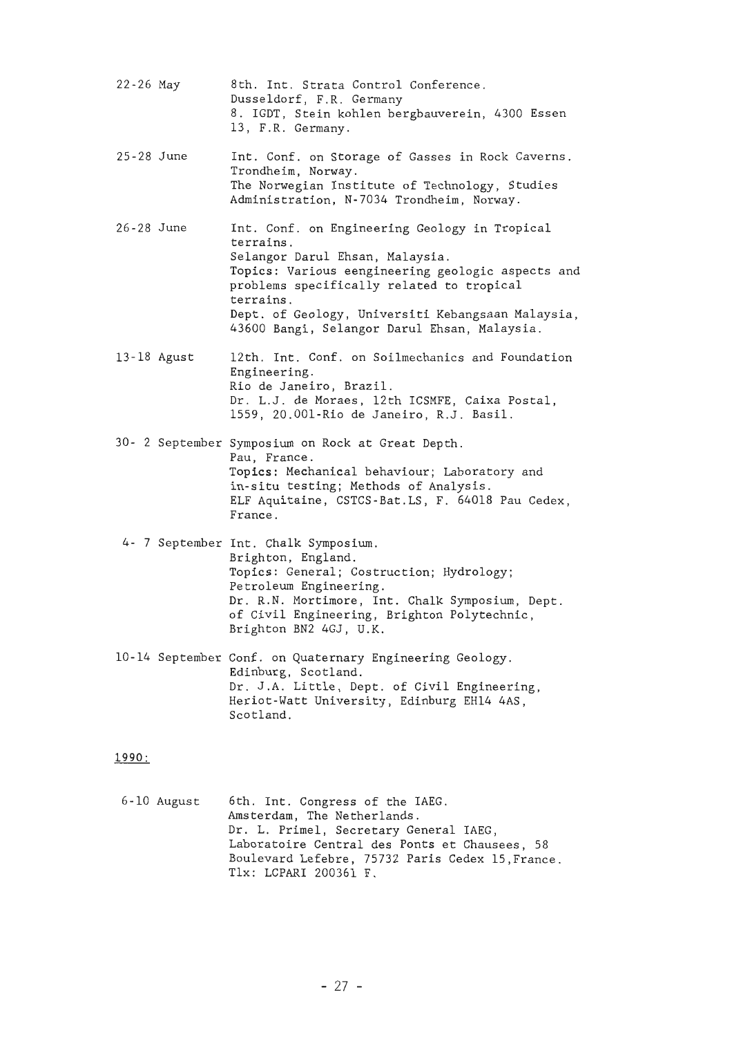22-26 May — 8th. Int. Strata Control Conference.
Dusseldorf, F.R. Germany
8. IGDT, Stein kohlen bergbauverein, 4300 Essen 13, F.R. Germany.

25-28 June — Int. Conf. on Storage of Gasses in Rock Caverns.
Trondheim, Norway.
The Norwegian Institute of Technology, Studies Administration, N-7034 Trondheim, Norway.

26-28 June — Int. Conf. on Engineering Geology in Tropical terrains.
Selangor Darul Ehsan, Malaysia.
Topics: Various eengineering geologic aspects and problems specifically related to tropical terrains.
Dept. of Geology, Universiti Kebangsaan Malaysia, 43600 Bangi, Selangor Darul Ehsan, Malaysia.

13-18 Agust — 12th. Int. Conf. on Soilmechanics and Foundation Engineering.
Rio de Janeiro, Brazil.
Dr. L.J. de Moraes, 12th ICSMFE, Caixa Postal, 1559, 20.001-Rio de Janeiro, R.J. Basil.

30- 2 September — Symposium on Rock at Great Depth.
Pau, France.
Topics: Mechanical behaviour; Laboratory and in-situ testing; Methods of Analysis.
ELF Aquitaine, CSTCS-Bat.LS, F. 64018 Pau Cedex, France.

4- 7 September — Int. Chalk Symposium.
Brighton, England.
Topics: General; Costruction; Hydrology; Petroleum Engineering.
Dr. R.N. Mortimore, Int. Chalk Symposium, Dept. of Civil Engineering, Brighton Polytechnic, Brighton BN2 4GJ, U.K.

10-14 September — Conf. on Quaternary Engineering Geology.
Edinburg, Scotland.
Dr. J.A. Little, Dept. of Civil Engineering, Heriot-Watt University, Edinburg EH14 4AS, Scotland.

1990:

6-10 August — 6th. Int. Congress of the IAEG.
Amsterdam, The Netherlands.
Dr. L. Primel, Secretary General IAEG, Laboratoire Central des Ponts et Chausees, 58 Boulevard Lefebre, 75732 Paris Cedex 15, France.
Tlx: LCPARI 200361 F.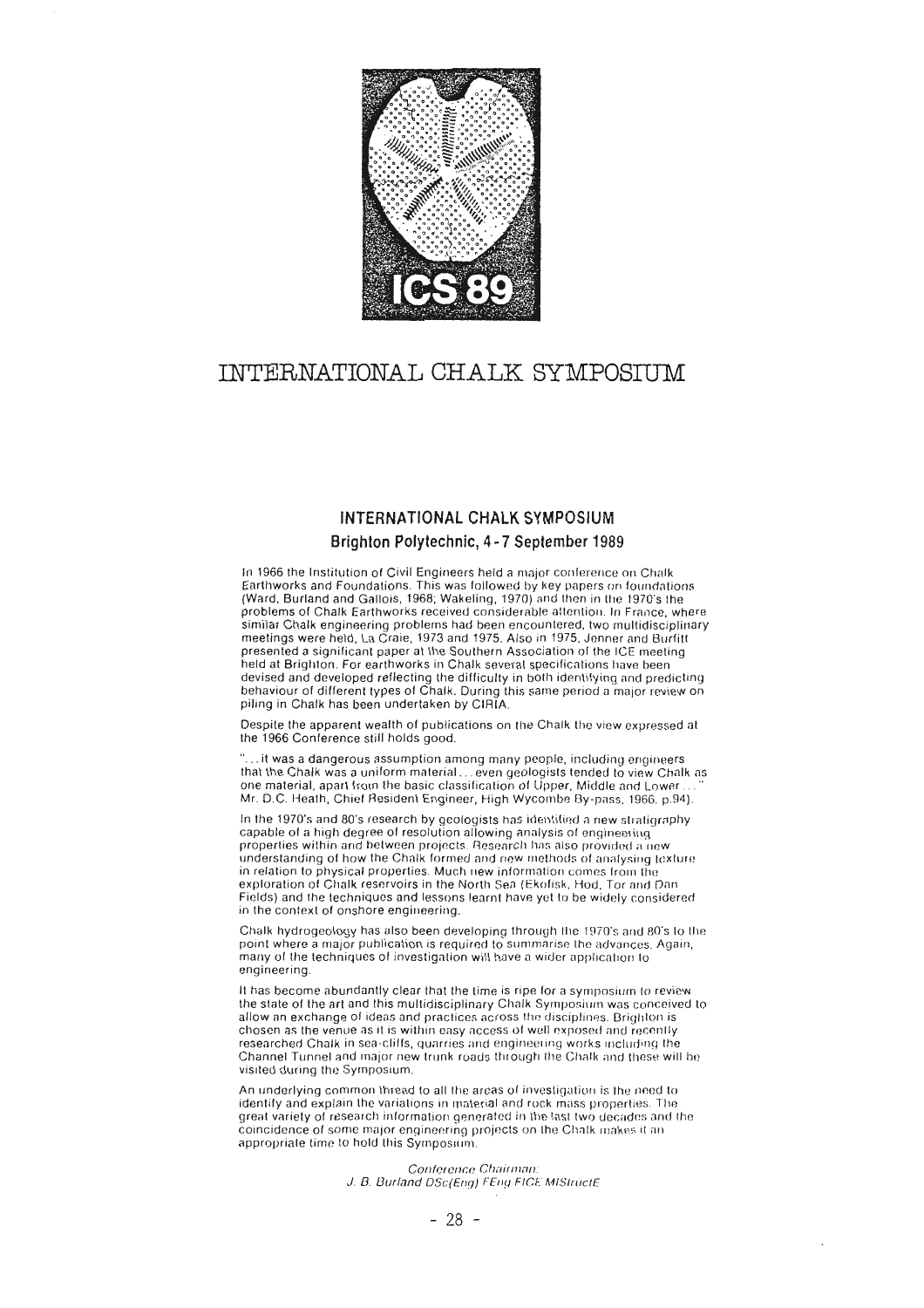# INTERNATIONAL CHALK SYMPOSIUM

## INTERNATIONAL CHALK SYMPOSIUM

### Brighton Polytechnic, 4 - 7 September 1989

In 1966 the Institution of Civil Engineers held a major conference on Chalk Earthworks and Foundations. This was followed by key papers on foundations (Ward, Burland and Gallois, 1968; Wakeling, 1970) and then in the 1970's the problems of Chalk Earthworks received considerable attention. In France, where similar Chalk engineering problems had been encountered, two multidisciplinary meetings were held, La Craie, 1973 and 1975. Also in 1975, Jenner and Burfitt presented a significant paper at the Southern Association of the ICE meeting held at Brighton. For earthworks in Chalk several specifications have been devised and developed reflecting the difficulty in both identifying and predicting behaviour of different types of Chalk. During this same period a major review on piling in Chalk has been undertaken by CIRIA.

Despite the apparent wealth of publications on the Chalk the view expressed at the 1966 Conference still holds good.

"... it was a dangerous assumption among many people, including engineers that the Chalk was a uniform material ... even geologists tended to view Chalk as one material, apart from the basic classification of Upper, Middle and Lower ... " Mr. D.C. Heath, Chief Resident Engineer, High Wycombe By-pass, 1966, p.94).

In the 1970's and 80's research by geologists has identified a new stratigraphy capable of a high degree of resolution allowing analysis of engineering properties within and between projects. Research has also provided a new understanding of how the Chalk formed and new methods of analysing texture in relation to physical properties. Much new information comes from the exploration of Chalk reservoirs in the North Sea (Ekofisk, Hod, Tor and Dan Fields) and the techniques and lessons learnt have yet to be widely considered in the context of onshore engineering.

Chalk hydrogeology has also been developing through the 1970's and 80's to the point where a major publication is required to summarise the advances. Again, many of the techniques of investigation will have a wider application to engineering.

It has become abundantly clear that the time is ripe for a symposium to review the state of the art and this multidisciplinary Chalk Symposium was conceived to allow an exchange of ideas and practices across the disciplines. Brighton is chosen as the venue as it is within easy access of well exposed and recently researched Chalk in sea-cliffs, quarries and engineering works including the Channel Tunnel and major new trunk roads through the Chalk and these will be visited during the Symposium.

An underlying common thread to all the areas of investigation is the need to identify and explain the variations in material and rock mass properties. The great variety of research information generated in the last two decades and the coincidence of some major engineering projects on the Chalk makes it an appropriate time to hold this Symposium.

*Conference Chairman:*
*J. B. Burland DSc(Eng) FEng FICE MIStructE*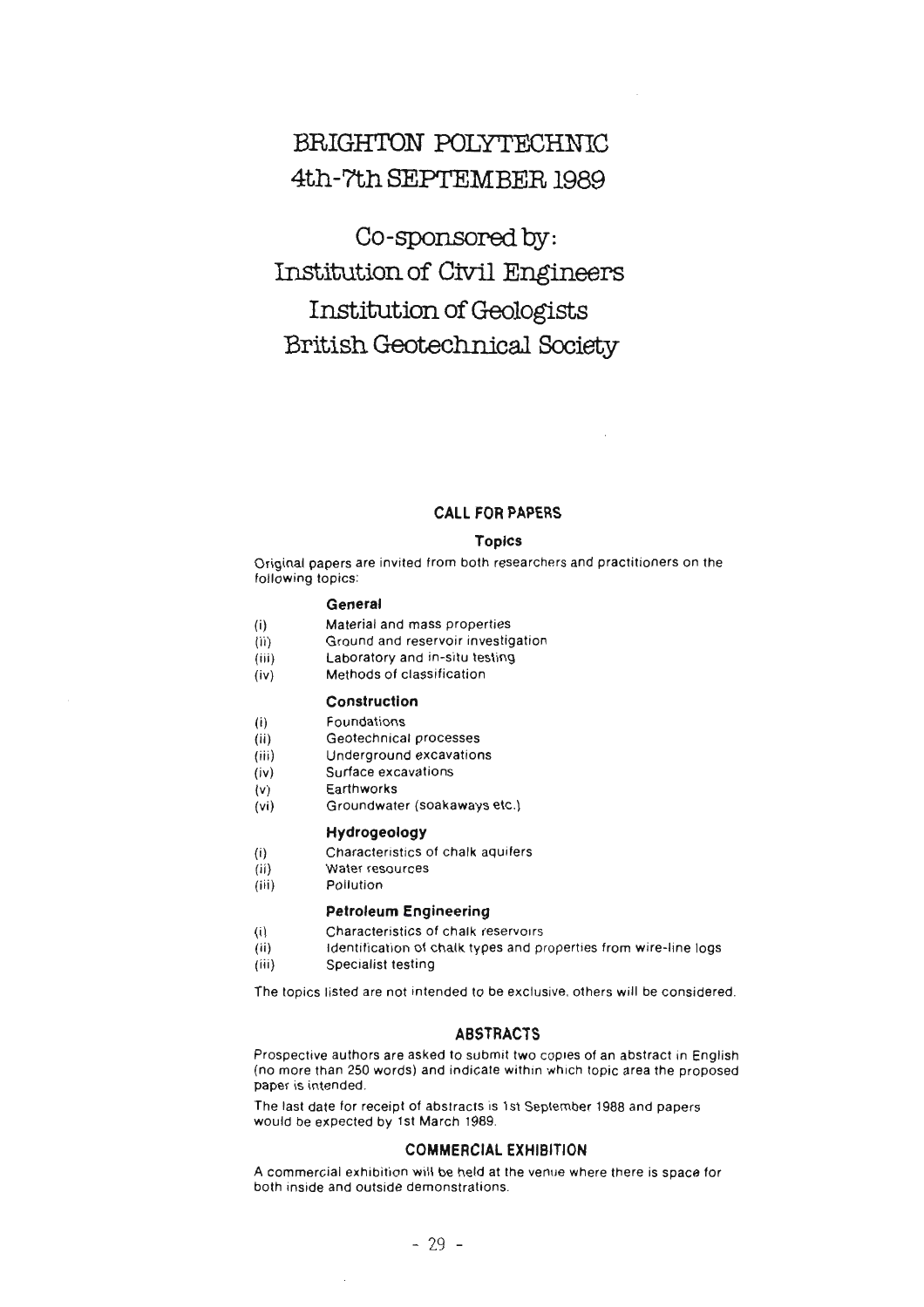# BRIGHTON POLYTECHNIC
# 4th-7th SEPTEMBER 1989

## Co-sponsored by:
## Institution of Civil Engineers
## Institution of Geologists
## British Geotechnical Society

### CALL FOR PAPERS

#### Topics

Original papers are invited from both researchers and practitioners on the following topics:

**General**

- (i) Material and mass properties
- (ii) Ground and reservoir investigation
- (iii) Laboratory and in-situ testing
- (iv) Methods of classification

**Construction**

- (i) Foundations
- (ii) Geotechnical processes
- (iii) Underground excavations
- (iv) Surface excavations
- (v) Earthworks
- (vi) Groundwater (soakaways etc.)

**Hydrogeology**

- (i) Characteristics of chalk aquifers
- (ii) Water resources
- (iii) Pollution

**Petroleum Engineering**

- (i) Characteristics of chalk reservoirs
- (ii) Identification of chalk types and properties from wire-line logs
- (iii) Specialist testing

The topics listed are not intended to be exclusive, others will be considered.

### ABSTRACTS

Prospective authors are asked to submit two copies of an abstract in English (no more than 250 words) and indicate within which topic area the proposed paper is intended.

The last date for receipt of abstracts is 1st September 1988 and papers would be expected by 1st March 1989.

### COMMERCIAL EXHIBITION

A commercial exhibition will be held at the venue where there is space for both inside and outside demonstrations.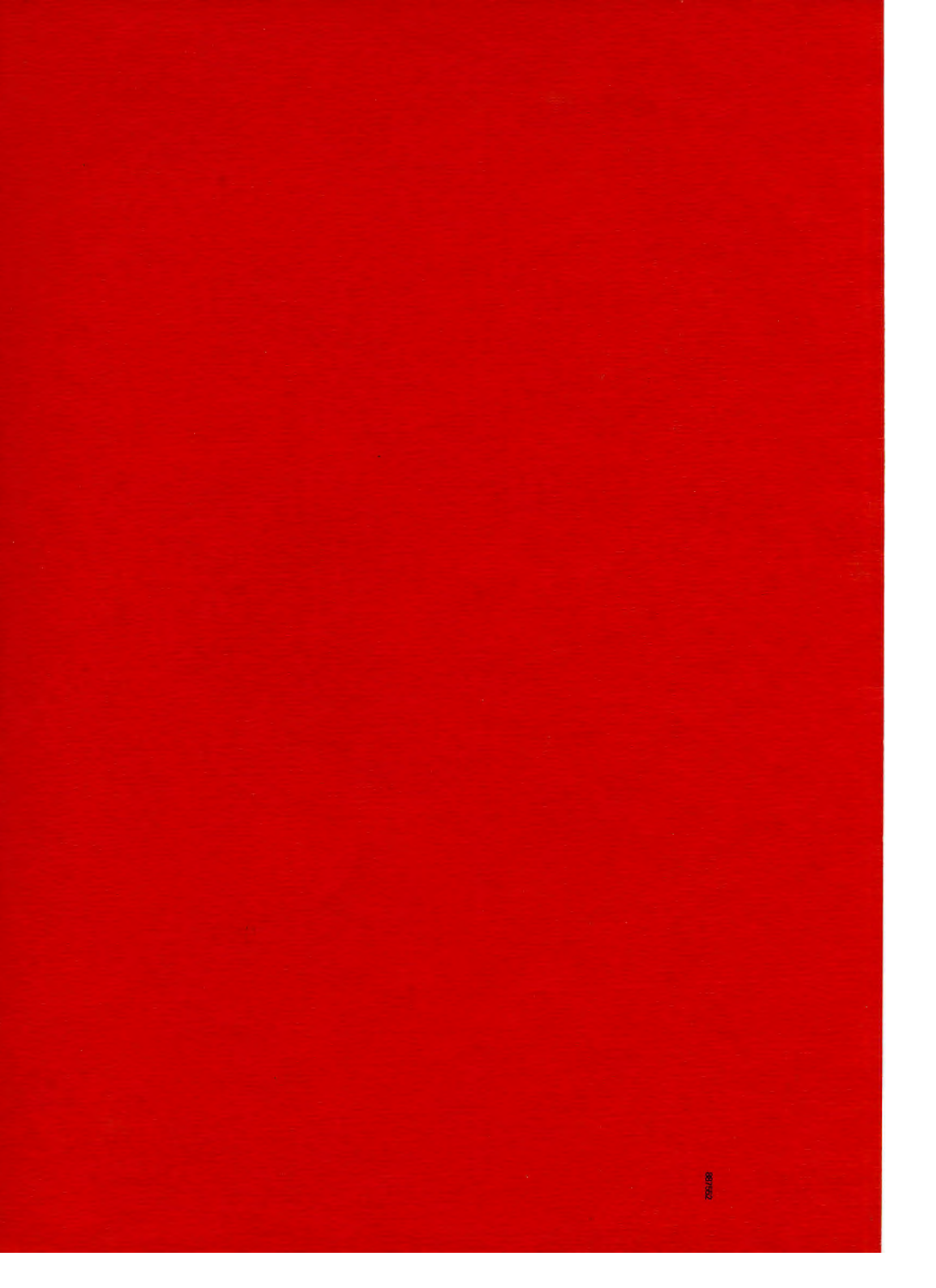8817652